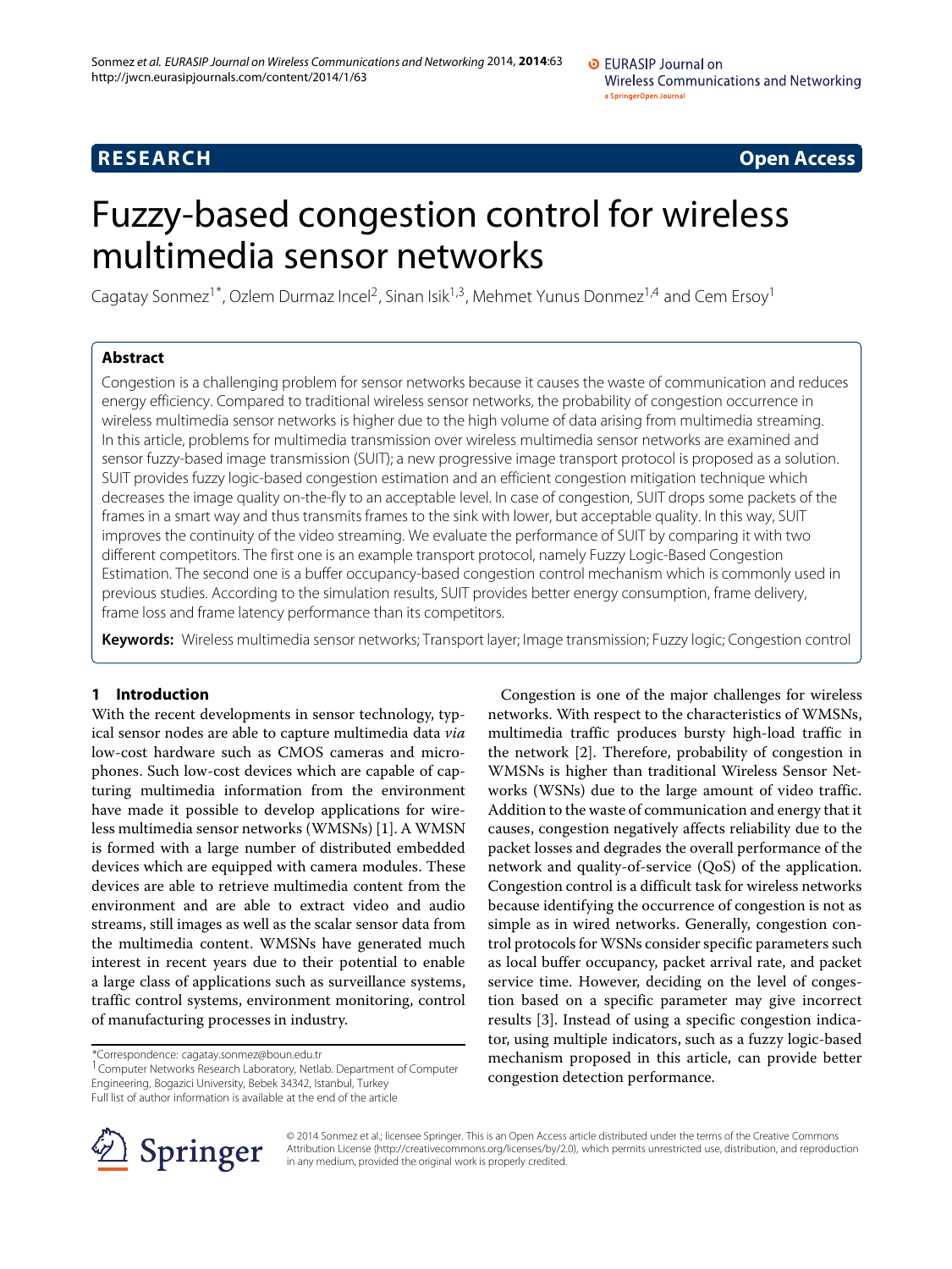RESEARCH **Open Access**

# Fuzzy-based congestion control for wireless multimedia sensor networks

Cagatay Sonmez[1*], Ozlem Durmaz Incel[2], Sinan Isik[1,3], Mehmet Yunus Donmez[1,4] and Cem Ersoy[1]

## Abstract

Congestion is a challenging problem for sensor networks because it causes the waste of communication and reduces energy efficiency. Compared to traditional wireless sensor networks, the probability of congestion occurrence in wireless multimedia sensor networks is higher due to the high volume of data arising from multimedia streaming. In this article, problems for multimedia transmission over wireless multimedia sensor networks are examined and sensor fuzzy-based image transmission (SUIT); a new progressive image transport protocol is proposed as a solution. SUIT provides fuzzy logic-based congestion estimation and an efficient congestion mitigation technique which decreases the image quality on-the-fly to an acceptable level. In case of congestion, SUIT drops some packets of the frames in a smart way and thus transmits frames to the sink with lower, but acceptable quality. In this way, SUIT improves the continuity of the video streaming. We evaluate the performance of SUIT by comparing it with two different competitors. The first one is an example transport protocol, namely Fuzzy Logic-Based Congestion Estimation. The second one is a buffer occupancy-based congestion control mechanism which is commonly used in previous studies. According to the simulation results, SUIT provides better energy consumption, frame delivery, frame loss and frame latency performance than its competitors.

**Keywords:** Wireless multimedia sensor networks; Transport layer; Image transmission; Fuzzy logic; Congestion control

## 1 Introduction

With the recent developments in sensor technology, typical sensor nodes are able to capture multimedia data *via* low-cost hardware such as CMOS cameras and microphones. Such low-cost devices which are capable of capturing multimedia information from the environment have made it possible to develop applications for wireless multimedia sensor networks (WMSNs) [1]. A WMSN is formed with a large number of distributed embedded devices which are equipped with camera modules. These devices are able to retrieve multimedia content from the environment and are able to extract video and audio streams, still images as well as the scalar sensor data from the multimedia content. WMSNs have generated much interest in recent years due to their potential to enable a large class of applications such as surveillance systems, traffic control systems, environment monitoring, control of manufacturing processes in industry.

Congestion is one of the major challenges for wireless networks. With respect to the characteristics of WMSNs, multimedia traffic produces bursty high-load traffic in the network [2]. Therefore, probability of congestion in WMSNs is higher than traditional Wireless Sensor Networks (WSNs) due to the large amount of video traffic. Addition to the waste of communication and energy that it causes, congestion negatively affects reliability due to the packet losses and degrades the overall performance of the network and quality-of-service (QoS) of the application. Congestion control is a difficult task for wireless networks because identifying the occurrence of congestion is not as simple as in wired networks. Generally, congestion control protocols for WSNs consider specific parameters such as local buffer occupancy, packet arrival rate, and packet service time. However, deciding on the level of congestion based on a specific parameter may give incorrect results [3]. Instead of using a specific congestion indicator, using multiple indicators, such as a fuzzy logic-based mechanism proposed in this article, can provide better congestion detection performance.

*Correspondence: cagatay.sonmez@boun.edu.tr
[1] Computer Networks Research Laboratory, Netlab. Department of Computer Engineering, Bogazici University, Bebek 34342, Istanbul, Turkey
Full list of author information is available at the end of the article

© 2014 Sonmez et al.; licensee Springer. This is an Open Access article distributed under the terms of the Creative Commons Attribution License (http://creativecommons.org/licenses/by/2.0), which permits unrestricted use, distribution, and reproduction in any medium, provided the original work is properly credited.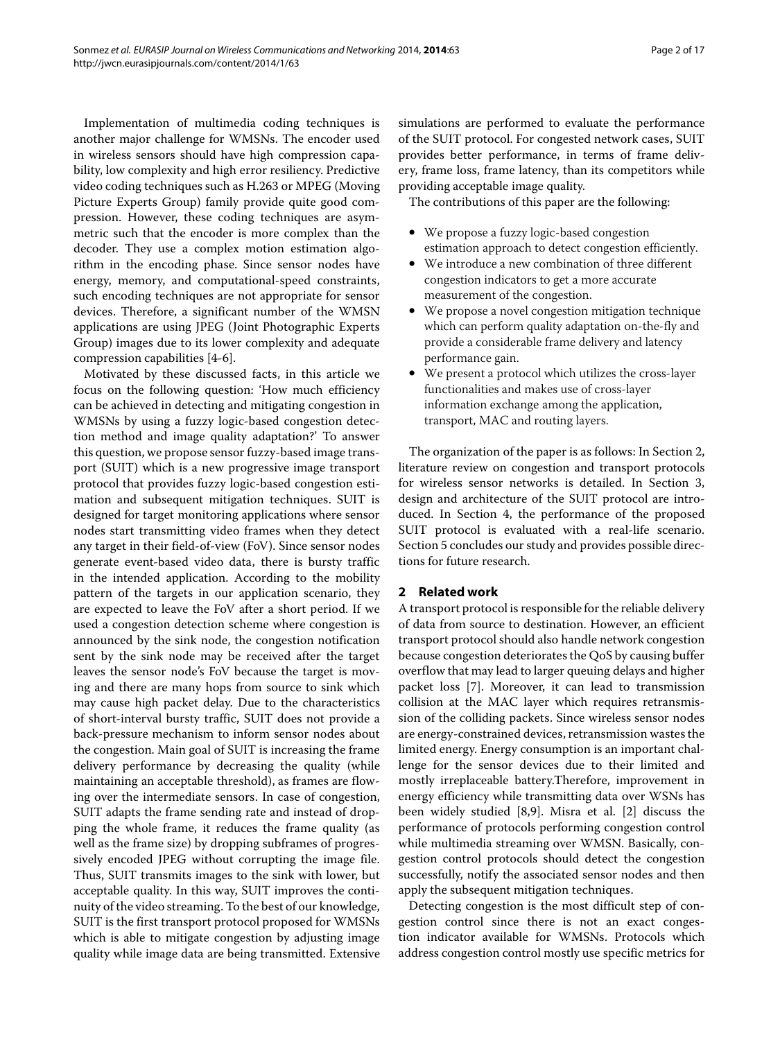Implementation of multimedia coding techniques is another major challenge for WMSNs. The encoder used in wireless sensors should have high compression capability, low complexity and high error resiliency. Predictive video coding techniques such as H.263 or MPEG (Moving Picture Experts Group) family provide quite good compression. However, these coding techniques are asymmetric such that the encoder is more complex than the decoder. They use a complex motion estimation algorithm in the encoding phase. Since sensor nodes have energy, memory, and computational-speed constraints, such encoding techniques are not appropriate for sensor devices. Therefore, a significant number of the WMSN applications are using JPEG (Joint Photographic Experts Group) images due to its lower complexity and adequate compression capabilities [4-6].

Motivated by these discussed facts, in this article we focus on the following question: 'How much efficiency can be achieved in detecting and mitigating congestion in WMSNs by using a fuzzy logic-based congestion detection method and image quality adaptation?' To answer this question, we propose sensor fuzzy-based image transport (SUIT) which is a new progressive image transport protocol that provides fuzzy logic-based congestion estimation and subsequent mitigation techniques. SUIT is designed for target monitoring applications where sensor nodes start transmitting video frames when they detect any target in their field-of-view (FoV). Since sensor nodes generate event-based video data, there is bursty traffic in the intended application. According to the mobility pattern of the targets in our application scenario, they are expected to leave the FoV after a short period. If we used a congestion detection scheme where congestion is announced by the sink node, the congestion notification sent by the sink node may be received after the target leaves the sensor node's FoV because the target is moving and there are many hops from source to sink which may cause high packet delay. Due to the characteristics of short-interval bursty traffic, SUIT does not provide a back-pressure mechanism to inform sensor nodes about the congestion. Main goal of SUIT is increasing the frame delivery performance by decreasing the quality (while maintaining an acceptable threshold), as frames are flowing over the intermediate sensors. In case of congestion, SUIT adapts the frame sending rate and instead of dropping the whole frame, it reduces the frame quality (as well as the frame size) by dropping subframes of progressively encoded JPEG without corrupting the image file. Thus, SUIT transmits images to the sink with lower, but acceptable quality. In this way, SUIT improves the continuity of the video streaming. To the best of our knowledge, SUIT is the first transport protocol proposed for WMSNs which is able to mitigate congestion by adjusting image quality while image data are being transmitted. Extensive simulations are performed to evaluate the performance of the SUIT protocol. For congested network cases, SUIT provides better performance, in terms of frame delivery, frame loss, frame latency, than its competitors while providing acceptable image quality.

The contributions of this paper are the following:

- We propose a fuzzy logic-based congestion estimation approach to detect congestion efficiently.
- We introduce a new combination of three different congestion indicators to get a more accurate measurement of the congestion.
- We propose a novel congestion mitigation technique which can perform quality adaptation on-the-fly and provide a considerable frame delivery and latency performance gain.
- We present a protocol which utilizes the cross-layer functionalities and makes use of cross-layer information exchange among the application, transport, MAC and routing layers.

The organization of the paper is as follows: In Section 2, literature review on congestion and transport protocols for wireless sensor networks is detailed. In Section 3, design and architecture of the SUIT protocol are introduced. In Section 4, the performance of the proposed SUIT protocol is evaluated with a real-life scenario. Section 5 concludes our study and provides possible directions for future research.

## 2 Related work

A transport protocol is responsible for the reliable delivery of data from source to destination. However, an efficient transport protocol should also handle network congestion because congestion deteriorates the QoS by causing buffer overflow that may lead to larger queuing delays and higher packet loss [7]. Moreover, it can lead to transmission collision at the MAC layer which requires retransmission of the colliding packets. Since wireless sensor nodes are energy-constrained devices, retransmission wastes the limited energy. Energy consumption is an important challenge for the sensor devices due to their limited and mostly irreplaceable battery.Therefore, improvement in energy efficiency while transmitting data over WSNs has been widely studied [8,9]. Misra et al. [2] discuss the performance of protocols performing congestion control while multimedia streaming over WMSN. Basically, congestion control protocols should detect the congestion successfully, notify the associated sensor nodes and then apply the subsequent mitigation techniques.

Detecting congestion is the most difficult step of congestion control since there is not an exact congestion indicator available for WMSNs. Protocols which address congestion control mostly use specific metrics for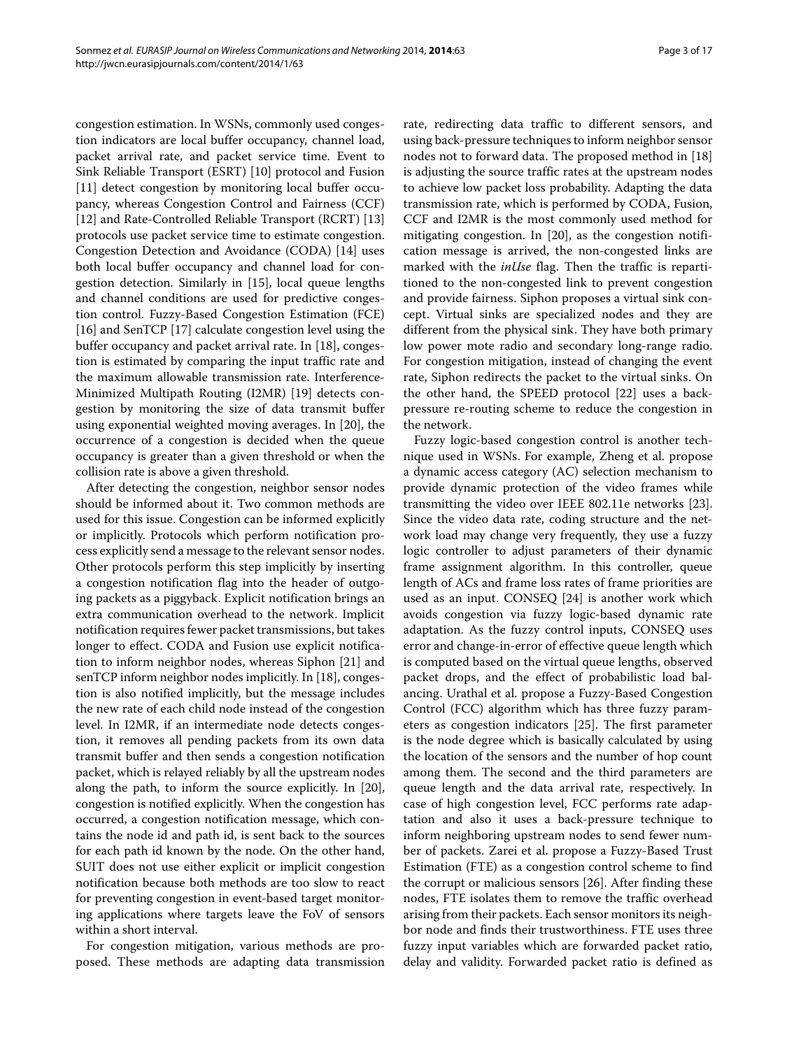congestion estimation. In WSNs, commonly used congestion indicators are local buffer occupancy, channel load, packet arrival rate, and packet service time. Event to Sink Reliable Transport (ESRT) [10] protocol and Fusion [11] detect congestion by monitoring local buffer occupancy, whereas Congestion Control and Fairness (CCF) [12] and Rate-Controlled Reliable Transport (RCRT) [13] protocols use packet service time to estimate congestion. Congestion Detection and Avoidance (CODA) [14] uses both local buffer occupancy and channel load for congestion detection. Similarly in [15], local queue lengths and channel conditions are used for predictive congestion control. Fuzzy-Based Congestion Estimation (FCE) [16] and SenTCP [17] calculate congestion level using the buffer occupancy and packet arrival rate. In [18], congestion is estimated by comparing the input traffic rate and the maximum allowable transmission rate. Interference-Minimized Multipath Routing (I2MR) [19] detects congestion by monitoring the size of data transmit buffer using exponential weighted moving averages. In [20], the occurrence of a congestion is decided when the queue occupancy is greater than a given threshold or when the collision rate is above a given threshold.

After detecting the congestion, neighbor sensor nodes should be informed about it. Two common methods are used for this issue. Congestion can be informed explicitly or implicitly. Protocols which perform notification process explicitly send a message to the relevant sensor nodes. Other protocols perform this step implicitly by inserting a congestion notification flag into the header of outgoing packets as a piggyback. Explicit notification brings an extra communication overhead to the network. Implicit notification requires fewer packet transmissions, but takes longer to effect. CODA and Fusion use explicit notification to inform neighbor nodes, whereas Siphon [21] and senTCP inform neighbor nodes implicitly. In [18], congestion is also notified implicitly, but the message includes the new rate of each child node instead of the congestion level. In I2MR, if an intermediate node detects congestion, it removes all pending packets from its own data transmit buffer and then sends a congestion notification packet, which is relayed reliably by all the upstream nodes along the path, to inform the source explicitly. In [20], congestion is notified explicitly. When the congestion has occurred, a congestion notification message, which contains the node id and path id, is sent back to the sources for each path id known by the node. On the other hand, SUIT does not use either explicit or implicit congestion notification because both methods are too slow to react for preventing congestion in event-based target monitoring applications where targets leave the FoV of sensors within a short interval.

For congestion mitigation, various methods are proposed. These methods are adapting data transmission rate, redirecting data traffic to different sensors, and using back-pressure techniques to inform neighbor sensor nodes not to forward data. The proposed method in [18] is adjusting the source traffic rates at the upstream nodes to achieve low packet loss probability. Adapting the data transmission rate, which is performed by CODA, Fusion, CCF and I2MR is the most commonly used method for mitigating congestion. In [20], as the congestion notification message is arrived, the non-congested links are marked with the *inUse* flag. Then the traffic is repartitioned to the non-congested link to prevent congestion and provide fairness. Siphon proposes a virtual sink concept. Virtual sinks are specialized nodes and they are different from the physical sink. They have both primary low power mote radio and secondary long-range radio. For congestion mitigation, instead of changing the event rate, Siphon redirects the packet to the virtual sinks. On the other hand, the SPEED protocol [22] uses a back-pressure re-routing scheme to reduce the congestion in the network.

Fuzzy logic-based congestion control is another technique used in WSNs. For example, Zheng et al. propose a dynamic access category (AC) selection mechanism to provide dynamic protection of the video frames while transmitting the video over IEEE 802.11e networks [23]. Since the video data rate, coding structure and the network load may change very frequently, they use a fuzzy logic controller to adjust parameters of their dynamic frame assignment algorithm. In this controller, queue length of ACs and frame loss rates of frame priorities are used as an input. CONSEQ [24] is another work which avoids congestion via fuzzy logic-based dynamic rate adaptation. As the fuzzy control inputs, CONSEQ uses error and change-in-error of effective queue length which is computed based on the virtual queue lengths, observed packet drops, and the effect of probabilistic load balancing. Urathal et al. propose a Fuzzy-Based Congestion Control (FCC) algorithm which has three fuzzy parameters as congestion indicators [25]. The first parameter is the node degree which is basically calculated by using the location of the sensors and the number of hop count among them. The second and the third parameters are queue length and the data arrival rate, respectively. In case of high congestion level, FCC performs rate adaptation and also it uses a back-pressure technique to inform neighboring upstream nodes to send fewer number of packets. Zarei et al. propose a Fuzzy-Based Trust Estimation (FTE) as a congestion control scheme to find the corrupt or malicious sensors [26]. After finding these nodes, FTE isolates them to remove the traffic overhead arising from their packets. Each sensor monitors its neighbor node and finds their trustworthiness. FTE uses three fuzzy input variables which are forwarded packet ratio, delay and validity. Forwarded packet ratio is defined as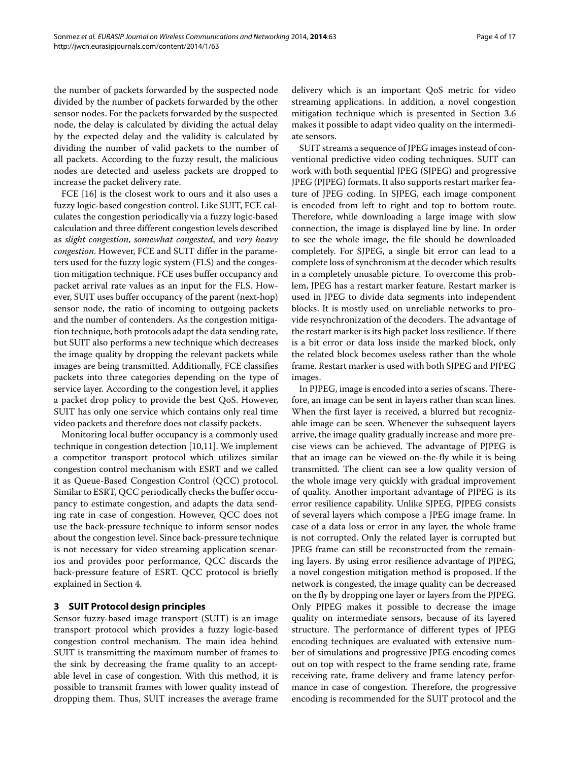the number of packets forwarded by the suspected node divided by the number of packets forwarded by the other sensor nodes. For the packets forwarded by the suspected node, the delay is calculated by dividing the actual delay by the expected delay and the validity is calculated by dividing the number of valid packets to the number of all packets. According to the fuzzy result, the malicious nodes are detected and useless packets are dropped to increase the packet delivery rate.

FCE [16] is the closest work to ours and it also uses a fuzzy logic-based congestion control. Like SUIT, FCE calculates the congestion periodically via a fuzzy logic-based calculation and three different congestion levels described as *slight congestion*, *somewhat congested*, and *very heavy congestion*. However, FCE and SUIT differ in the parameters used for the fuzzy logic system (FLS) and the congestion mitigation technique. FCE uses buffer occupancy and packet arrival rate values as an input for the FLS. However, SUIT uses buffer occupancy of the parent (next-hop) sensor node, the ratio of incoming to outgoing packets and the number of contenders. As the congestion mitigation technique, both protocols adapt the data sending rate, but SUIT also performs a new technique which decreases the image quality by dropping the relevant packets while images are being transmitted. Additionally, FCE classifies packets into three categories depending on the type of service layer. According to the congestion level, it applies a packet drop policy to provide the best QoS. However, SUIT has only one service which contains only real time video packets and therefore does not classify packets.

Monitoring local buffer occupancy is a commonly used technique in congestion detection [10,11]. We implement a competitor transport protocol which utilizes similar congestion control mechanism with ESRT and we called it as Queue-Based Congestion Control (QCC) protocol. Similar to ESRT, QCC periodically checks the buffer occupancy to estimate congestion, and adapts the data sending rate in case of congestion. However, QCC does not use the back-pressure technique to inform sensor nodes about the congestion level. Since back-pressure technique is not necessary for video streaming application scenarios and provides poor performance, QCC discards the back-pressure feature of ESRT. QCC protocol is briefly explained in Section 4.

## 3 SUIT Protocol design principles

Sensor fuzzy-based image transport (SUIT) is an image transport protocol which provides a fuzzy logic-based congestion control mechanism. The main idea behind SUIT is transmitting the maximum number of frames to the sink by decreasing the frame quality to an acceptable level in case of congestion. With this method, it is possible to transmit frames with lower quality instead of dropping them. Thus, SUIT increases the average frame delivery which is an important QoS metric for video streaming applications. In addition, a novel congestion mitigation technique which is presented in Section 3.6 makes it possible to adapt video quality on the intermediate sensors.

SUIT streams a sequence of JPEG images instead of conventional predictive video coding techniques. SUIT can work with both sequential JPEG (SJPEG) and progressive JPEG (PJPEG) formats. It also supports restart marker feature of JPEG coding. In SJPEG, each image component is encoded from left to right and top to bottom route. Therefore, while downloading a large image with slow connection, the image is displayed line by line. In order to see the whole image, the file should be downloaded completely. For SJPEG, a single bit error can lead to a complete loss of synchronism at the decoder which results in a completely unusable picture. To overcome this problem, JPEG has a restart marker feature. Restart marker is used in JPEG to divide data segments into independent blocks. It is mostly used on unreliable networks to provide resynchronization of the decoders. The advantage of the restart marker is its high packet loss resilience. If there is a bit error or data loss inside the marked block, only the related block becomes useless rather than the whole frame. Restart marker is used with both SJPEG and PJPEG images.

In PJPEG, image is encoded into a series of scans. Therefore, an image can be sent in layers rather than scan lines. When the first layer is received, a blurred but recognizable image can be seen. Whenever the subsequent layers arrive, the image quality gradually increase and more precise views can be achieved. The advantage of PJPEG is that an image can be viewed on-the-fly while it is being transmitted. The client can see a low quality version of the whole image very quickly with gradual improvement of quality. Another important advantage of PJPEG is its error resilience capability. Unlike SJPEG, PJPEG consists of several layers which compose a JPEG image frame. In case of a data loss or error in any layer, the whole frame is not corrupted. Only the related layer is corrupted but JPEG frame can still be reconstructed from the remaining layers. By using error resilience advantage of PJPEG, a novel congestion mitigation method is proposed. If the network is congested, the image quality can be decreased on the fly by dropping one layer or layers from the PJPEG. Only PJPEG makes it possible to decrease the image quality on intermediate sensors, because of its layered structure. The performance of different types of JPEG encoding techniques are evaluated with extensive number of simulations and progressive JPEG encoding comes out on top with respect to the frame sending rate, frame receiving rate, frame delivery and frame latency performance in case of congestion. Therefore, the progressive encoding is recommended for the SUIT protocol and the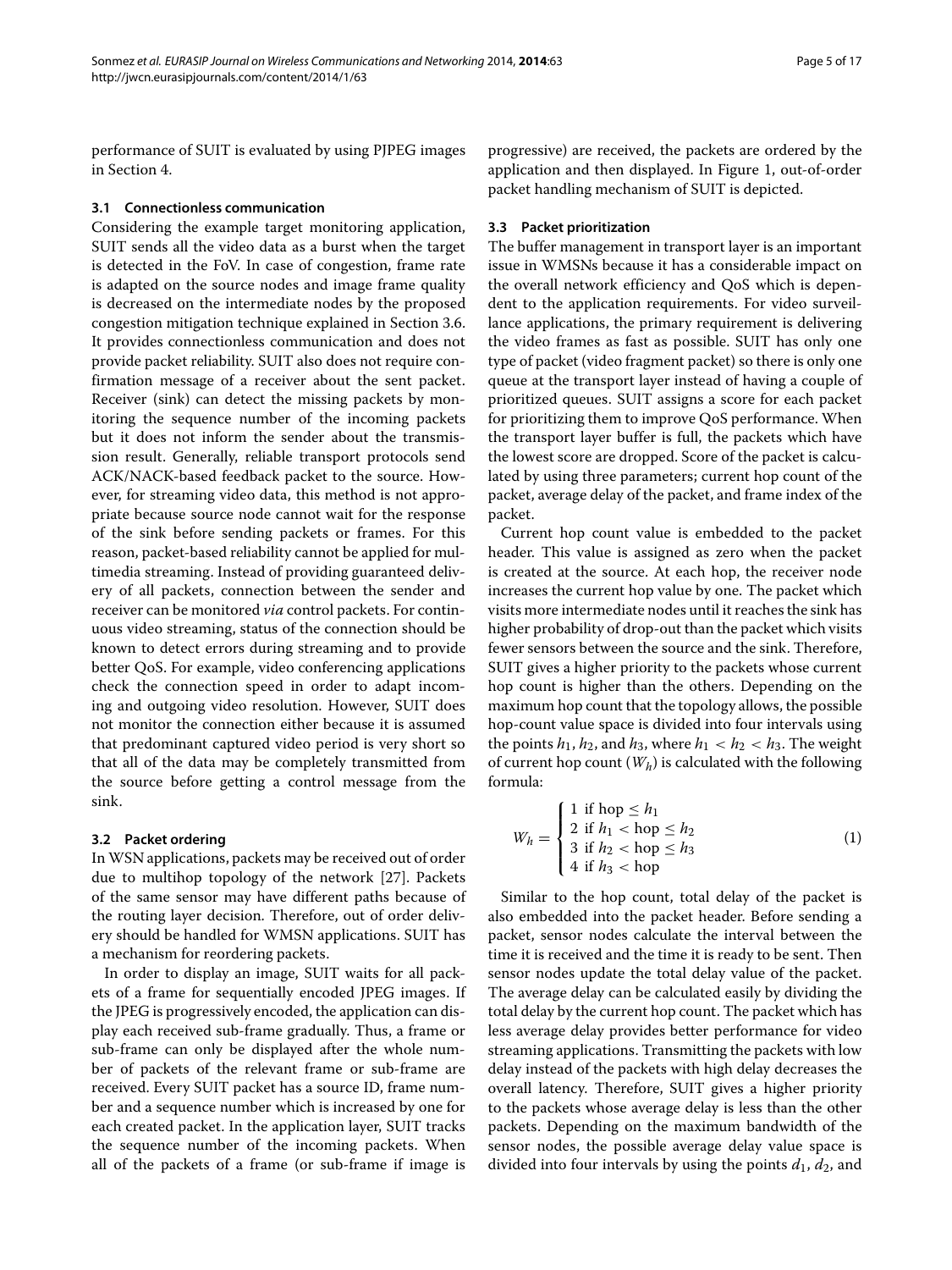performance of SUIT is evaluated by using PJPEG images in Section 4.

### 3.1 Connectionless communication

Considering the example target monitoring application, SUIT sends all the video data as a burst when the target is detected in the FoV. In case of congestion, frame rate is adapted on the source nodes and image frame quality is decreased on the intermediate nodes by the proposed congestion mitigation technique explained in Section 3.6. It provides connectionless communication and does not provide packet reliability. SUIT also does not require confirmation message of a receiver about the sent packet. Receiver (sink) can detect the missing packets by monitoring the sequence number of the incoming packets but it does not inform the sender about the transmission result. Generally, reliable transport protocols send ACK/NACK-based feedback packet to the source. However, for streaming video data, this method is not appropriate because source node cannot wait for the response of the sink before sending packets or frames. For this reason, packet-based reliability cannot be applied for multimedia streaming. Instead of providing guaranteed delivery of all packets, connection between the sender and receiver can be monitored *via* control packets. For continuous video streaming, status of the connection should be known to detect errors during streaming and to provide better QoS. For example, video conferencing applications check the connection speed in order to adapt incoming and outgoing video resolution. However, SUIT does not monitor the connection either because it is assumed that predominant captured video period is very short so that all of the data may be completely transmitted from the source before getting a control message from the sink.

### 3.2 Packet ordering

In WSN applications, packets may be received out of order due to multihop topology of the network [27]. Packets of the same sensor may have different paths because of the routing layer decision. Therefore, out of order delivery should be handled for WMSN applications. SUIT has a mechanism for reordering packets.

In order to display an image, SUIT waits for all packets of a frame for sequentially encoded JPEG images. If the JPEG is progressively encoded, the application can display each received sub-frame gradually. Thus, a frame or sub-frame can only be displayed after the whole number of packets of the relevant frame or sub-frame are received. Every SUIT packet has a source ID, frame number and a sequence number which is increased by one for each created packet. In the application layer, SUIT tracks the sequence number of the incoming packets. When all of the packets of a frame (or sub-frame if image is progressive) are received, the packets are ordered by the application and then displayed. In Figure 1, out-of-order packet handling mechanism of SUIT is depicted.

### 3.3 Packet prioritization

The buffer management in transport layer is an important issue in WMSNs because it has a considerable impact on the overall network efficiency and QoS which is dependent to the application requirements. For video surveillance applications, the primary requirement is delivering the video frames as fast as possible. SUIT has only one type of packet (video fragment packet) so there is only one queue at the transport layer instead of having a couple of prioritized queues. SUIT assigns a score for each packet for prioritizing them to improve QoS performance. When the transport layer buffer is full, the packets which have the lowest score are dropped. Score of the packet is calculated by using three parameters; current hop count of the packet, average delay of the packet, and frame index of the packet.

Current hop count value is embedded to the packet header. This value is assigned as zero when the packet is created at the source. At each hop, the receiver node increases the current hop value by one. The packet which visits more intermediate nodes until it reaches the sink has higher probability of drop-out than the packet which visits fewer sensors between the source and the sink. Therefore, SUIT gives a higher priority to the packets whose current hop count is higher than the others. Depending on the maximum hop count that the topology allows, the possible hop-count value space is divided into four intervals using the points $h_1$, $h_2$, and $h_3$, where $h_1 < h_2 < h_3$. The weight of current hop count ($W_h$) is calculated with the following formula:

$$W_h = \begin{cases} 1 & \text{if } \text{hop} \leq h_1 \\ 2 & \text{if } h_1 < \text{hop} \leq h_2 \\ 3 & \text{if } h_2 < \text{hop} \leq h_3 \\ 4 & \text{if } h_3 < \text{hop} \end{cases} \tag{1}$$

Similar to the hop count, total delay of the packet is also embedded into the packet header. Before sending a packet, sensor nodes calculate the interval between the time it is received and the time it is ready to be sent. Then sensor nodes update the total delay value of the packet. The average delay can be calculated easily by dividing the total delay by the current hop count. The packet which has less average delay provides better performance for video streaming applications. Transmitting the packets with low delay instead of the packets with high delay decreases the overall latency. Therefore, SUIT gives a higher priority to the packets whose average delay is less than the other packets. Depending on the maximum bandwidth of the sensor nodes, the possible average delay value space is divided into four intervals by using the points $d_1$, $d_2$, and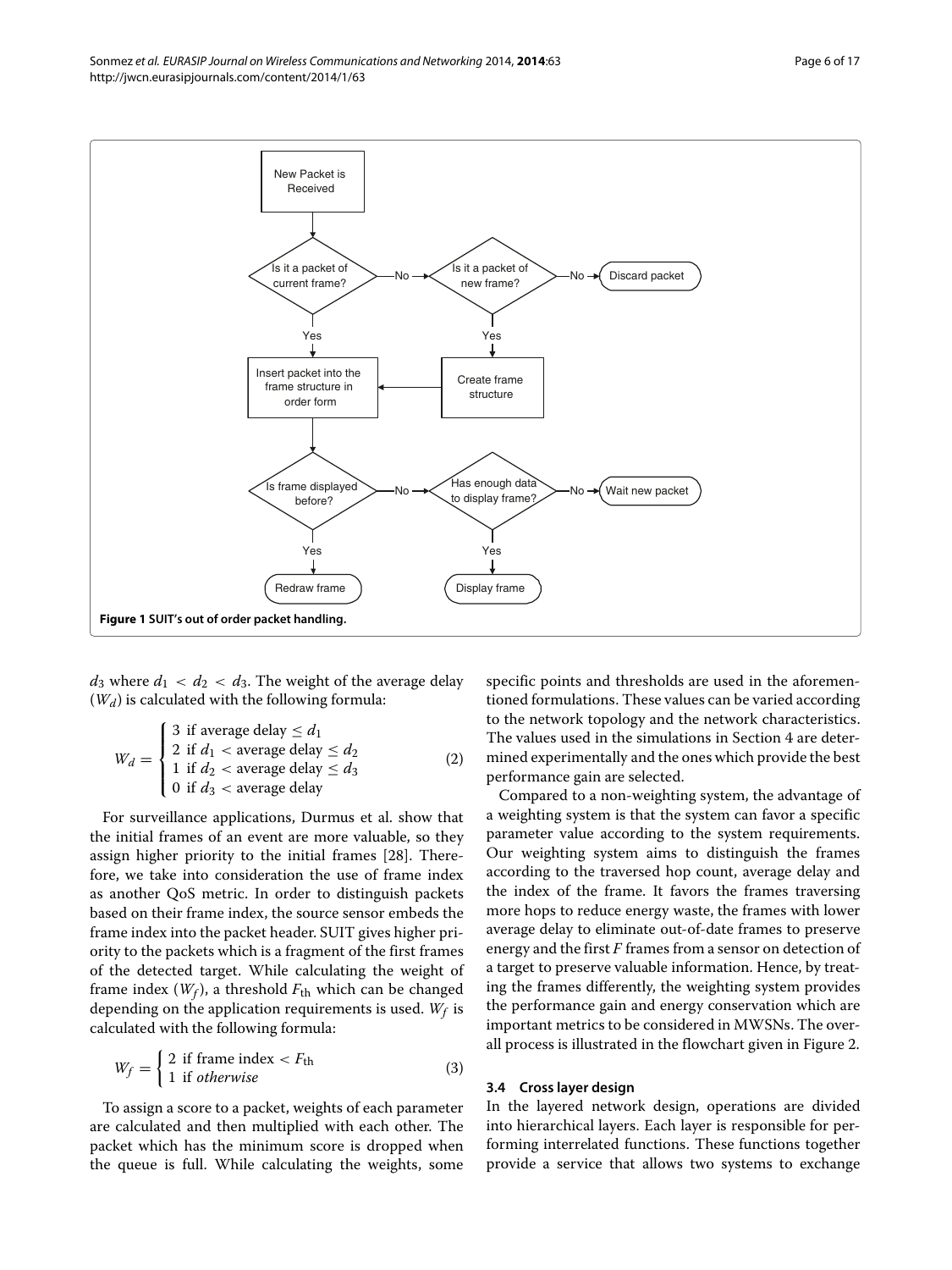**Figure 1 SUIT's out of order packet handling.**

$d_3$ where $d_1 < d_2 < d_3$. The weight of the average delay ($W_d$) is calculated with the following formula:

$$W_d = \begin{cases} 3 & \text{if average delay} \leq d_1 \\ 2 & \text{if } d_1 < \text{average delay} \leq d_2 \\ 1 & \text{if } d_2 < \text{average delay} \leq d_3 \\ 0 & \text{if } d_3 < \text{average delay} \end{cases} \tag{2}$$

For surveillance applications, Durmus et al. show that the initial frames of an event are more valuable, so they assign higher priority to the initial frames [28]. Therefore, we take into consideration the use of frame index as another QoS metric. In order to distinguish packets based on their frame index, the source sensor embeds the frame index into the packet header. SUIT gives higher priority to the packets which is a fragment of the first frames of the detected target. While calculating the weight of frame index ($W_f$), a threshold $F_{\text{th}}$ which can be changed depending on the application requirements is used. $W_f$ is calculated with the following formula:

$$W_f = \begin{cases} 2 & \text{if frame index} < F_{\text{th}} \\ 1 & \text{if } \textit{otherwise} \end{cases} \tag{3}$$

To assign a score to a packet, weights of each parameter are calculated and then multiplied with each other. The packet which has the minimum score is dropped when the queue is full. While calculating the weights, some specific points and thresholds are used in the aforementioned formulations. These values can be varied according to the network topology and the network characteristics. The values used in the simulations in Section 4 are determined experimentally and the ones which provide the best performance gain are selected.

Compared to a non-weighting system, the advantage of a weighting system is that the system can favor a specific parameter value according to the system requirements. Our weighting system aims to distinguish the frames according to the traversed hop count, average delay and the index of the frame. It favors the frames traversing more hops to reduce energy waste, the frames with lower average delay to eliminate out-of-date frames to preserve energy and the first $F$ frames from a sensor on detection of a target to preserve valuable information. Hence, by treating the frames differently, the weighting system provides the performance gain and energy conservation which are important metrics to be considered in MWSNs. The overall process is illustrated in the flowchart given in Figure 2.

### 3.4 Cross layer design

In the layered network design, operations are divided into hierarchical layers. Each layer is responsible for performing interrelated functions. These functions together provide a service that allows two systems to exchange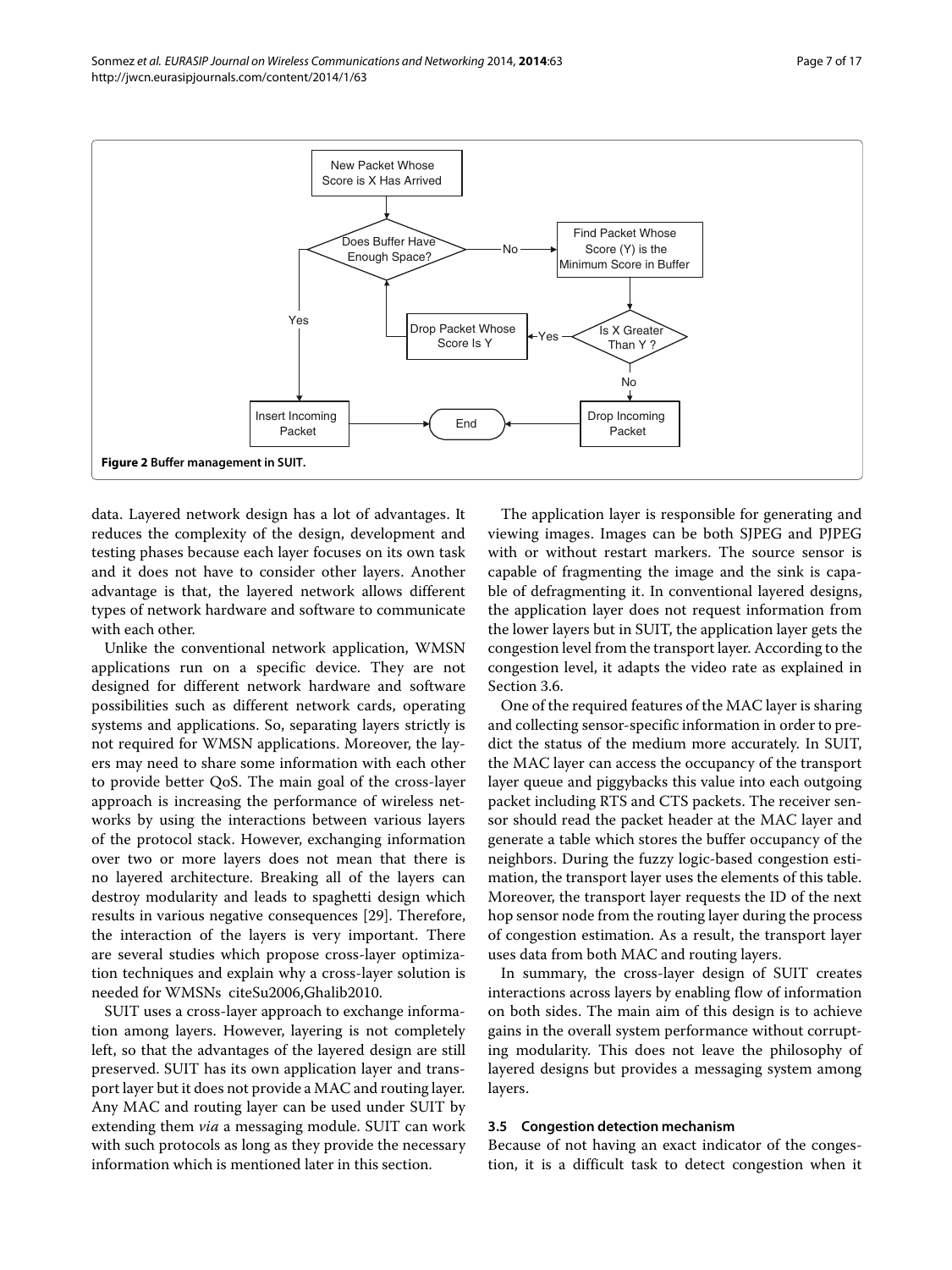New Packet Whose Score is X Has Arrived

Does Buffer Have Enough Space?

No

Find Packet Whose Score (Y) is the Minimum Score in Buffer

Yes

Drop Packet Whose Score Is Y

Yes

Is X Greater Than Y ?

No

Insert Incoming Packet

End

Drop Incoming Packet

**Figure 2 Buffer management in SUIT.**

data. Layered network design has a lot of advantages. It reduces the complexity of the design, development and testing phases because each layer focuses on its own task and it does not have to consider other layers. Another advantage is that, the layered network allows different types of network hardware and software to communicate with each other.

Unlike the conventional network application, WMSN applications run on a specific device. They are not designed for different network hardware and software possibilities such as different network cards, operating systems and applications. So, separating layers strictly is not required for WMSN applications. Moreover, the layers may need to share some information with each other to provide better QoS. The main goal of the cross-layer approach is increasing the performance of wireless networks by using the interactions between various layers of the protocol stack. However, exchanging information over two or more layers does not mean that there is no layered architecture. Breaking all of the layers can destroy modularity and leads to spaghetti design which results in various negative consequences [29]. Therefore, the interaction of the layers is very important. There are several studies which propose cross-layer optimization techniques and explain why a cross-layer solution is needed for WMSNs citeSu2006,Ghalib2010.

SUIT uses a cross-layer approach to exchange information among layers. However, layering is not completely left, so that the advantages of the layered design are still preserved. SUIT has its own application layer and transport layer but it does not provide a MAC and routing layer. Any MAC and routing layer can be used under SUIT by extending them *via* a messaging module. SUIT can work with such protocols as long as they provide the necessary information which is mentioned later in this section.

The application layer is responsible for generating and viewing images. Images can be both SJPEG and PJPEG with or without restart markers. The source sensor is capable of fragmenting the image and the sink is capable of defragmenting it. In conventional layered designs, the application layer does not request information from the lower layers but in SUIT, the application layer gets the congestion level from the transport layer. According to the congestion level, it adapts the video rate as explained in Section 3.6.

One of the required features of the MAC layer is sharing and collecting sensor-specific information in order to predict the status of the medium more accurately. In SUIT, the MAC layer can access the occupancy of the transport layer queue and piggybacks this value into each outgoing packet including RTS and CTS packets. The receiver sensor should read the packet header at the MAC layer and generate a table which stores the buffer occupancy of the neighbors. During the fuzzy logic-based congestion estimation, the transport layer uses the elements of this table. Moreover, the transport layer requests the ID of the next hop sensor node from the routing layer during the process of congestion estimation. As a result, the transport layer uses data from both MAC and routing layers.

In summary, the cross-layer design of SUIT creates interactions across layers by enabling flow of information on both sides. The main aim of this design is to achieve gains in the overall system performance without corrupting modularity. This does not leave the philosophy of layered designs but provides a messaging system among layers.

### 3.5 Congestion detection mechanism

Because of not having an exact indicator of the congestion, it is a difficult task to detect congestion when it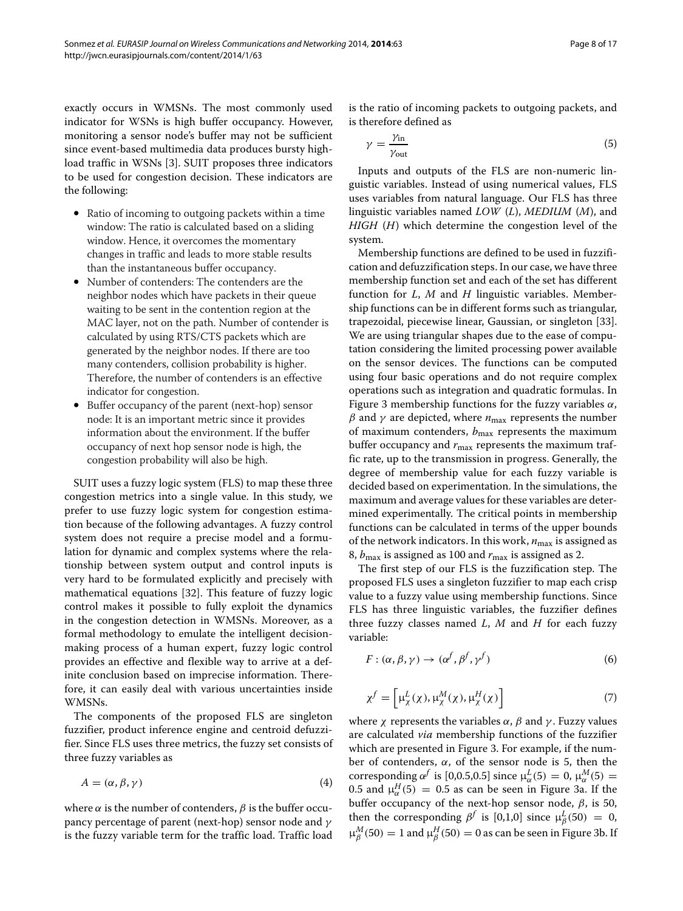exactly occurs in WMSNs. The most commonly used indicator for WSNs is high buffer occupancy. However, monitoring a sensor node's buffer may not be sufficient since event-based multimedia data produces bursty high-load traffic in WSNs [3]. SUIT proposes three indicators to be used for congestion decision. These indicators are the following:

- Ratio of incoming to outgoing packets within a time window: The ratio is calculated based on a sliding window. Hence, it overcomes the momentary changes in traffic and leads to more stable results than the instantaneous buffer occupancy.
- Number of contenders: The contenders are the neighbor nodes which have packets in their queue waiting to be sent in the contention region at the MAC layer, not on the path. Number of contender is calculated by using RTS/CTS packets which are generated by the neighbor nodes. If there are too many contenders, collision probability is higher. Therefore, the number of contenders is an effective indicator for congestion.
- Buffer occupancy of the parent (next-hop) sensor node: It is an important metric since it provides information about the environment. If the buffer occupancy of next hop sensor node is high, the congestion probability will also be high.

SUIT uses a fuzzy logic system (FLS) to map these three congestion metrics into a single value. In this study, we prefer to use fuzzy logic system for congestion estimation because of the following advantages. A fuzzy control system does not require a precise model and a formulation for dynamic and complex systems where the relationship between system output and control inputs is very hard to be formulated explicitly and precisely with mathematical equations [32]. This feature of fuzzy logic control makes it possible to fully exploit the dynamics in the congestion detection in WMSNs. Moreover, as a formal methodology to emulate the intelligent decision-making process of a human expert, fuzzy logic control provides an effective and flexible way to arrive at a definite conclusion based on imprecise information. Therefore, it can easily deal with various uncertainties inside WMSNs.

The components of the proposed FLS are singleton fuzzifier, product inference engine and centroid defuzzifier. Since FLS uses three metrics, the fuzzy set consists of three fuzzy variables as

$$A = (\alpha, \beta, \gamma) \tag{4}$$

where $\alpha$ is the number of contenders, $\beta$ is the buffer occupancy percentage of parent (next-hop) sensor node and $\gamma$ is the fuzzy variable term for the traffic load. Traffic load is the ratio of incoming packets to outgoing packets, and is therefore defined as

$$\gamma = \frac{\gamma_{\text{in}}}{\gamma_{\text{out}}} \tag{5}$$

Inputs and outputs of the FLS are non-numeric linguistic variables. Instead of using numerical values, FLS uses variables from natural language. Our FLS has three linguistic variables named *LOW* ($L$), *MEDIUM* ($M$), and *HIGH* ($H$) which determine the congestion level of the system.

Membership functions are defined to be used in fuzzification and defuzzification steps. In our case, we have three membership function set and each of the set has different function for $L$, $M$ and $H$ linguistic variables. Membership functions can be in different forms such as triangular, trapezoidal, piecewise linear, Gaussian, or singleton [33]. We are using triangular shapes due to the ease of computation considering the limited processing power available on the sensor devices. The functions can be computed using four basic operations and do not require complex operations such as integration and quadratic formulas. In Figure 3 membership functions for the fuzzy variables $\alpha$, $\beta$ and $\gamma$ are depicted, where $n_{\max}$ represents the number of maximum contenders, $b_{\max}$ represents the maximum buffer occupancy and $r_{\max}$ represents the maximum traffic rate, up to the transmission in progress. Generally, the degree of membership value for each fuzzy variable is decided based on experimentation. In the simulations, the maximum and average values for these variables are determined experimentally. The critical points in membership functions can be calculated in terms of the upper bounds of the network indicators. In this work, $n_{\max}$ is assigned as 8, $b_{\max}$ is assigned as 100 and $r_{\max}$ is assigned as 2.

The first step of our FLS is the fuzzification step. The proposed FLS uses a singleton fuzzifier to map each crisp value to a fuzzy value using membership functions. Since FLS has three linguistic variables, the fuzzifier defines three fuzzy classes named $L$, $M$ and $H$ for each fuzzy variable:

$$F : (\alpha, \beta, \gamma) \rightarrow (\alpha^f, \beta^f, \gamma^f) \tag{6}$$

$$\chi^f = \left[\mu_\chi^L(\chi), \mu_\chi^M(\chi), \mu_\chi^H(\chi)\right] \tag{7}$$

where $\chi$ represents the variables $\alpha$, $\beta$ and $\gamma$. Fuzzy values are calculated *via* membership functions of the fuzzifier which are presented in Figure 3. For example, if the number of contenders, $\alpha$, of the sensor node is 5, then the corresponding $\alpha^f$ is [0,0.5,0.5] since $\mu_\alpha^L(5) = 0$, $\mu_\alpha^M(5) = 0.5$ and $\mu_\alpha^H(5) = 0.5$ as can be seen in Figure 3a. If the buffer occupancy of the next-hop sensor node, $\beta$, is 50, then the corresponding $\beta^f$ is [0,1,0] since $\mu_\beta^L(50) = 0$, $\mu_\beta^M(50) = 1$ and $\mu_\beta^H(50) = 0$ as can be seen in Figure 3b. If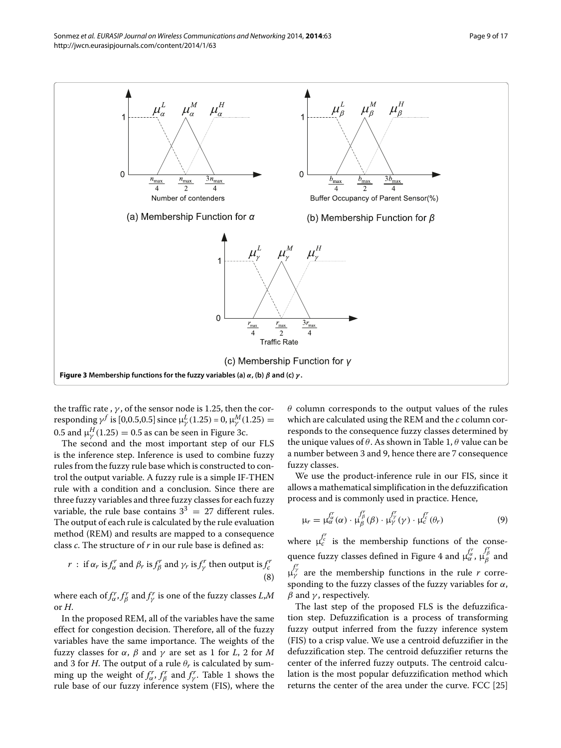**Figure 3 Membership functions for the fuzzy variables (a) $\alpha$, (b) $\beta$ and (c) $\gamma$.**

the traffic rate , $\gamma$, of the sensor node is 1.25, then the corresponding $\gamma^f$ is [0,0.5,0.5] since $\mu_\gamma^L(1.25) = 0$, $\mu_\gamma^M(1.25) = 0.5$ and $\mu_\gamma^H(1.25) = 0.5$ as can be seen in Figure 3c.

The second and the most important step of our FLS is the inference step. Inference is used to combine fuzzy rules from the fuzzy rule base which is constructed to control the output variable. A fuzzy rule is a simple IF-THEN rule with a condition and a conclusion. Since there are three fuzzy variables and three fuzzy classes for each fuzzy variable, the rule base contains $3^3 = 27$ different rules. The output of each rule is calculated by the rule evaluation method (REM) and results are mapped to a consequence class $c$. The structure of $r$ in our rule base is defined as:

$$r \ : \ \text{if } \alpha_r \text{ is } f_\alpha^r \text{ and } \beta_r \text{ is } f_\beta^r \text{ and } \gamma_r \text{ is } f_\gamma^r \text{ then output is } f_c^r \tag{8}$$

where each of $f_\alpha^r, f_\beta^r$ and $f_\gamma^r$ is one of the fuzzy classes $L$,$M$ or $H$.

In the proposed REM, all of the variables have the same effect for congestion decision. Therefore, all of the fuzzy variables have the same importance. The weights of the fuzzy classes for $\alpha$, $\beta$ and $\gamma$ are set as 1 for $L$, 2 for $M$ and 3 for $H$. The output of a rule $\theta_r$ is calculated by summing up the weight of $f_\alpha^r$, $f_\beta^r$ and $f_\gamma^r$. Table 1 shows the rule base of our fuzzy inference system (FIS), where the $\theta$ column corresponds to the output values of the rules which are calculated using the REM and the $c$ column corresponds to the consequence fuzzy classes determined by the unique values of $\theta$. As shown in Table 1, $\theta$ value can be a number between 3 and 9, hence there are 7 consequence fuzzy classes.

We use the product-inference rule in our FIS, since it allows a mathematical simplification in the defuzzification process and is commonly used in practice. Hence,

$$\mu_r = \mu_\alpha^{f_\alpha^r}(\alpha) \cdot \mu_\beta^{f_\beta^r}(\beta) \cdot \mu_\gamma^{f_\gamma^r}(\gamma) \cdot \mu_c^{f_c^r}(\theta_r) \tag{9}$$

where $\mu_c^{f_c^r}$ is the membership functions of the consequence fuzzy classes defined in Figure 4 and $\mu_\alpha^{f_\alpha^r}$, $\mu_\beta^{f_\beta^r}$ and $\mu_\gamma^{f_\gamma^r}$ are the membership functions in the rule $r$ corresponding to the fuzzy classes of the fuzzy variables for $\alpha$, $\beta$ and $\gamma$, respectively.

The last step of the proposed FLS is the defuzzification step. Defuzzification is a process of transforming fuzzy output inferred from the fuzzy inference system (FIS) to a crisp value. We use a centroid defuzzifier in the defuzzification step. The centroid defuzzifier returns the center of the inferred fuzzy outputs. The centroid calculation is the most popular defuzzification method which returns the center of the area under the curve. FCC [25]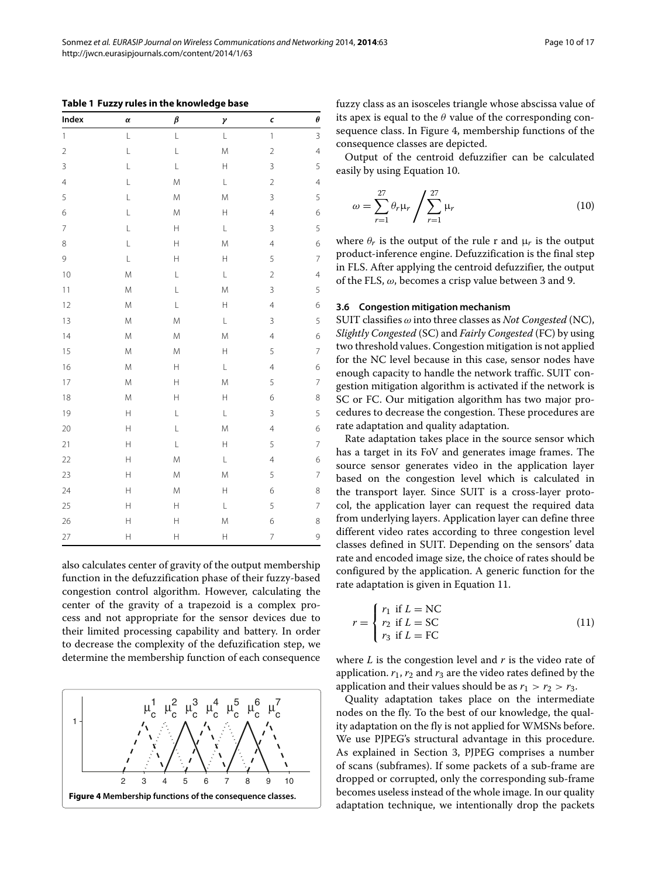**Table 1 Fuzzy rules in the knowledge base**

| Index | $\alpha$ | $\beta$ | $\gamma$ | $c$ | $\theta$ |
|---|---|---|---|---|---|
| 1 | L | L | L | 1 | 3 |
| 2 | L | L | M | 2 | 4 |
| 3 | L | L | H | 3 | 5 |
| 4 | L | M | L | 2 | 4 |
| 5 | L | M | M | 3 | 5 |
| 6 | L | M | H | 4 | 6 |
| 7 | L | H | L | 3 | 5 |
| 8 | L | H | M | 4 | 6 |
| 9 | L | H | H | 5 | 7 |
| 10 | M | L | L | 2 | 4 |
| 11 | M | L | M | 3 | 5 |
| 12 | M | L | H | 4 | 6 |
| 13 | M | M | L | 3 | 5 |
| 14 | M | M | M | 4 | 6 |
| 15 | M | M | H | 5 | 7 |
| 16 | M | H | L | 4 | 6 |
| 17 | M | H | M | 5 | 7 |
| 18 | M | H | H | 6 | 8 |
| 19 | H | L | L | 3 | 5 |
| 20 | H | L | M | 4 | 6 |
| 21 | H | L | H | 5 | 7 |
| 22 | H | M | L | 4 | 6 |
| 23 | H | M | M | 5 | 7 |
| 24 | H | M | H | 6 | 8 |
| 25 | H | H | L | 5 | 7 |
| 26 | H | H | M | 6 | 8 |
| 27 | H | H | H | 7 | 9 |

also calculates center of gravity of the output membership function in the defuzzification phase of their fuzzy-based congestion control algorithm. However, calculating the center of the gravity of a trapezoid is a complex process and not appropriate for the sensor devices due to their limited processing capability and battery. In order to decrease the complexity of the defuzification step, we determine the membership function of each consequence fuzzy class as an isosceles triangle whose abscissa value of its apex is equal to the $\theta$ value of the corresponding consequence class. In Figure 4, membership functions of the consequence classes are depicted.

**Figure 4 Membership functions of the consequence classes.**

Output of the centroid defuzzifier can be calculated easily by using Equation 10.

$$\omega = \sum_{r=1}^{27} \theta_r \mu_r \Bigg/ \sum_{r=1}^{27} \mu_r \tag{10}$$

where $\theta_r$ is the output of the rule r and $\mu_r$ is the output product-inference engine. Defuzzification is the final step in FLS. After applying the centroid defuzzifier, the output of the FLS, $\omega$, becomes a crisp value between 3 and 9.

### 3.6 Congestion mitigation mechanism

SUIT classifies $\omega$ into three classes as *Not Congested* (NC), *Slightly Congested* (SC) and *Fairly Congested* (FC) by using two threshold values. Congestion mitigation is not applied for the NC level because in this case, sensor nodes have enough capacity to handle the network traffic. SUIT congestion mitigation algorithm is activated if the network is SC or FC. Our mitigation algorithm has two major procedures to decrease the congestion. These procedures are rate adaptation and quality adaptation.

Rate adaptation takes place in the source sensor which has a target in its FoV and generates image frames. The source sensor generates video in the application layer based on the congestion level which is calculated in the transport layer. Since SUIT is a cross-layer protocol, the application layer can request the required data from underlying layers. Application layer can define three different video rates according to three congestion level classes defined in SUIT. Depending on the sensors' data rate and encoded image size, the choice of rates should be configured by the application. A generic function for the rate adaptation is given in Equation 11.

$$r = \begin{cases} r_1 \text{ if } L = \text{NC} \\ r_2 \text{ if } L = \text{SC} \\ r_3 \text{ if } L = \text{FC} \end{cases} \tag{11}$$

where $L$ is the congestion level and $r$ is the video rate of application. $r_1$, $r_2$ and $r_3$ are the video rates defined by the application and their values should be as $r_1 > r_2 > r_3$.

Quality adaptation takes place on the intermediate nodes on the fly. To the best of our knowledge, the quality adaptation on the fly is not applied for WMSNs before. We use PJPEG's structural advantage in this procedure. As explained in Section 3, PJPEG comprises a number of scans (subframes). If some packets of a sub-frame are dropped or corrupted, only the corresponding sub-frame becomes useless instead of the whole image. In our quality adaptation technique, we intentionally drop the packets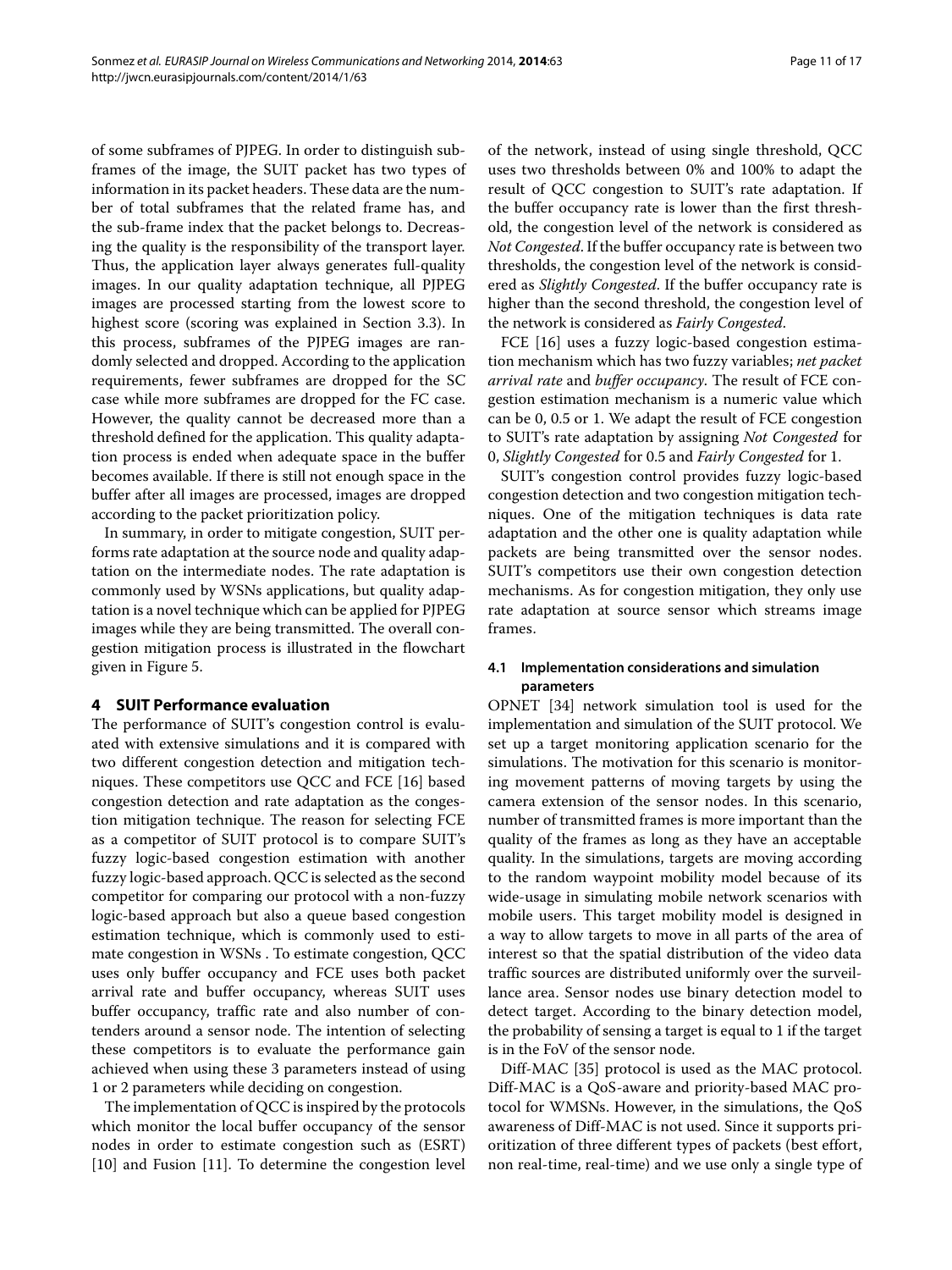of some subframes of PJPEG. In order to distinguish subframes of the image, the SUIT packet has two types of information in its packet headers. These data are the number of total subframes that the related frame has, and the sub-frame index that the packet belongs to. Decreasing the quality is the responsibility of the transport layer. Thus, the application layer always generates full-quality images. In our quality adaptation technique, all PJPEG images are processed starting from the lowest score to highest score (scoring was explained in Section 3.3). In this process, subframes of the PJPEG images are randomly selected and dropped. According to the application requirements, fewer subframes are dropped for the SC case while more subframes are dropped for the FC case. However, the quality cannot be decreased more than a threshold defined for the application. This quality adaptation process is ended when adequate space in the buffer becomes available. If there is still not enough space in the buffer after all images are processed, images are dropped according to the packet prioritization policy.

In summary, in order to mitigate congestion, SUIT performs rate adaptation at the source node and quality adaptation on the intermediate nodes. The rate adaptation is commonly used by WSNs applications, but quality adaptation is a novel technique which can be applied for PJPEG images while they are being transmitted. The overall congestion mitigation process is illustrated in the flowchart given in Figure 5.

## 4 SUIT Performance evaluation

The performance of SUIT's congestion control is evaluated with extensive simulations and it is compared with two different congestion detection and mitigation techniques. These competitors use QCC and FCE [16] based congestion detection and rate adaptation as the congestion mitigation technique. The reason for selecting FCE as a competitor of SUIT protocol is to compare SUIT's fuzzy logic-based congestion estimation with another fuzzy logic-based approach. QCC is selected as the second competitor for comparing our protocol with a non-fuzzy logic-based approach but also a queue based congestion estimation technique, which is commonly used to estimate congestion in WSNs . To estimate congestion, QCC uses only buffer occupancy and FCE uses both packet arrival rate and buffer occupancy, whereas SUIT uses buffer occupancy, traffic rate and also number of contenders around a sensor node. The intention of selecting these competitors is to evaluate the performance gain achieved when using these 3 parameters instead of using 1 or 2 parameters while deciding on congestion.

The implementation of QCC is inspired by the protocols which monitor the local buffer occupancy of the sensor nodes in order to estimate congestion such as (ESRT) [10] and Fusion [11]. To determine the congestion level of the network, instead of using single threshold, QCC uses two thresholds between 0% and 100% to adapt the result of QCC congestion to SUIT's rate adaptation. If the buffer occupancy rate is lower than the first threshold, the congestion level of the network is considered as *Not Congested*. If the buffer occupancy rate is between two thresholds, the congestion level of the network is considered as *Slightly Congested*. If the buffer occupancy rate is higher than the second threshold, the congestion level of the network is considered as *Fairly Congested*.

FCE [16] uses a fuzzy logic-based congestion estimation mechanism which has two fuzzy variables; *net packet arrival rate* and *buffer occupancy*. The result of FCE congestion estimation mechanism is a numeric value which can be 0, 0.5 or 1. We adapt the result of FCE congestion to SUIT's rate adaptation by assigning *Not Congested* for 0, *Slightly Congested* for 0.5 and *Fairly Congested* for 1.

SUIT's congestion control provides fuzzy logic-based congestion detection and two congestion mitigation techniques. One of the mitigation techniques is data rate adaptation and the other one is quality adaptation while packets are being transmitted over the sensor nodes. SUIT's competitors use their own congestion detection mechanisms. As for congestion mitigation, they only use rate adaptation at source sensor which streams image frames.

### 4.1 Implementation considerations and simulation parameters

OPNET [34] network simulation tool is used for the implementation and simulation of the SUIT protocol. We set up a target monitoring application scenario for the simulations. The motivation for this scenario is monitoring movement patterns of moving targets by using the camera extension of the sensor nodes. In this scenario, number of transmitted frames is more important than the quality of the frames as long as they have an acceptable quality. In the simulations, targets are moving according to the random waypoint mobility model because of its wide-usage in simulating mobile network scenarios with mobile users. This target mobility model is designed in a way to allow targets to move in all parts of the area of interest so that the spatial distribution of the video data traffic sources are distributed uniformly over the surveillance area. Sensor nodes use binary detection model to detect target. According to the binary detection model, the probability of sensing a target is equal to 1 if the target is in the FoV of the sensor node.

Diff-MAC [35] protocol is used as the MAC protocol. Diff-MAC is a QoS-aware and priority-based MAC protocol for WMSNs. However, in the simulations, the QoS awareness of Diff-MAC is not used. Since it supports prioritization of three different types of packets (best effort, non real-time, real-time) and we use only a single type of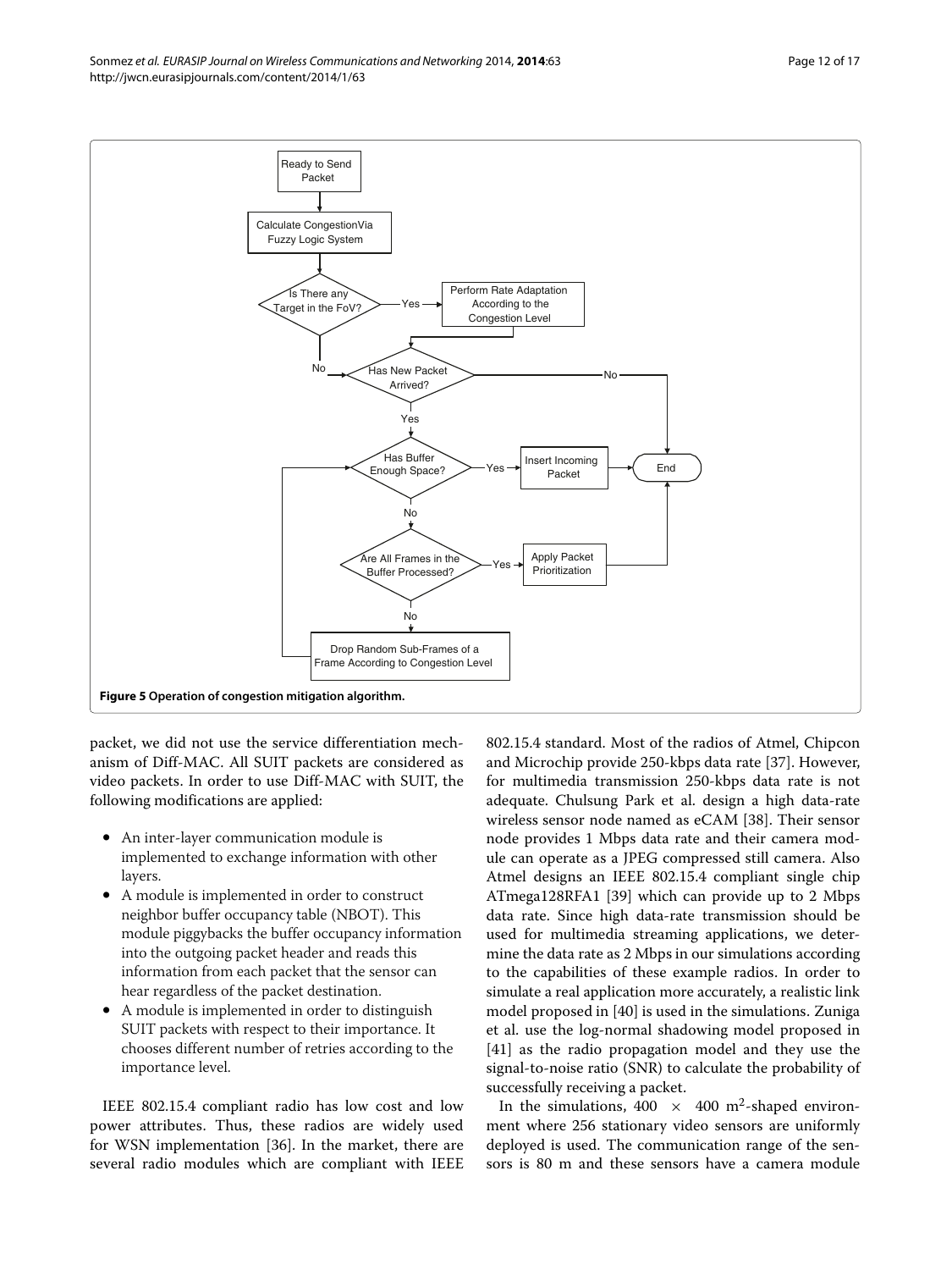**Figure 5 Operation of congestion mitigation algorithm.**

packet, we did not use the service differentiation mechanism of Diff-MAC. All SUIT packets are considered as video packets. In order to use Diff-MAC with SUIT, the following modifications are applied:

- An inter-layer communication module is implemented to exchange information with other layers.
- A module is implemented in order to construct neighbor buffer occupancy table (NBOT). This module piggybacks the buffer occupancy information into the outgoing packet header and reads this information from each packet that the sensor can hear regardless of the packet destination.
- A module is implemented in order to distinguish SUIT packets with respect to their importance. It chooses different number of retries according to the importance level.

IEEE 802.15.4 compliant radio has low cost and low power attributes. Thus, these radios are widely used for WSN implementation [36]. In the market, there are several radio modules which are compliant with IEEE 802.15.4 standard. Most of the radios of Atmel, Chipcon and Microchip provide 250-kbps data rate [37]. However, for multimedia transmission 250-kbps data rate is not adequate. Chulsung Park et al. design a high data-rate wireless sensor node named as eCAM [38]. Their sensor node provides 1 Mbps data rate and their camera module can operate as a JPEG compressed still camera. Also Atmel designs an IEEE 802.15.4 compliant single chip ATmega128RFA1 [39] which can provide up to 2 Mbps data rate. Since high data-rate transmission should be used for multimedia streaming applications, we determine the data rate as 2 Mbps in our simulations according to the capabilities of these example radios. In order to simulate a real application more accurately, a realistic link model proposed in [40] is used in the simulations. Zuniga et al. use the log-normal shadowing model proposed in [41] as the radio propagation model and they use the signal-to-noise ratio (SNR) to calculate the probability of successfully receiving a packet.

In the simulations, $400 \times 400$ m$^2$-shaped environment where 256 stationary video sensors are uniformly deployed is used. The communication range of the sensors is 80 m and these sensors have a camera module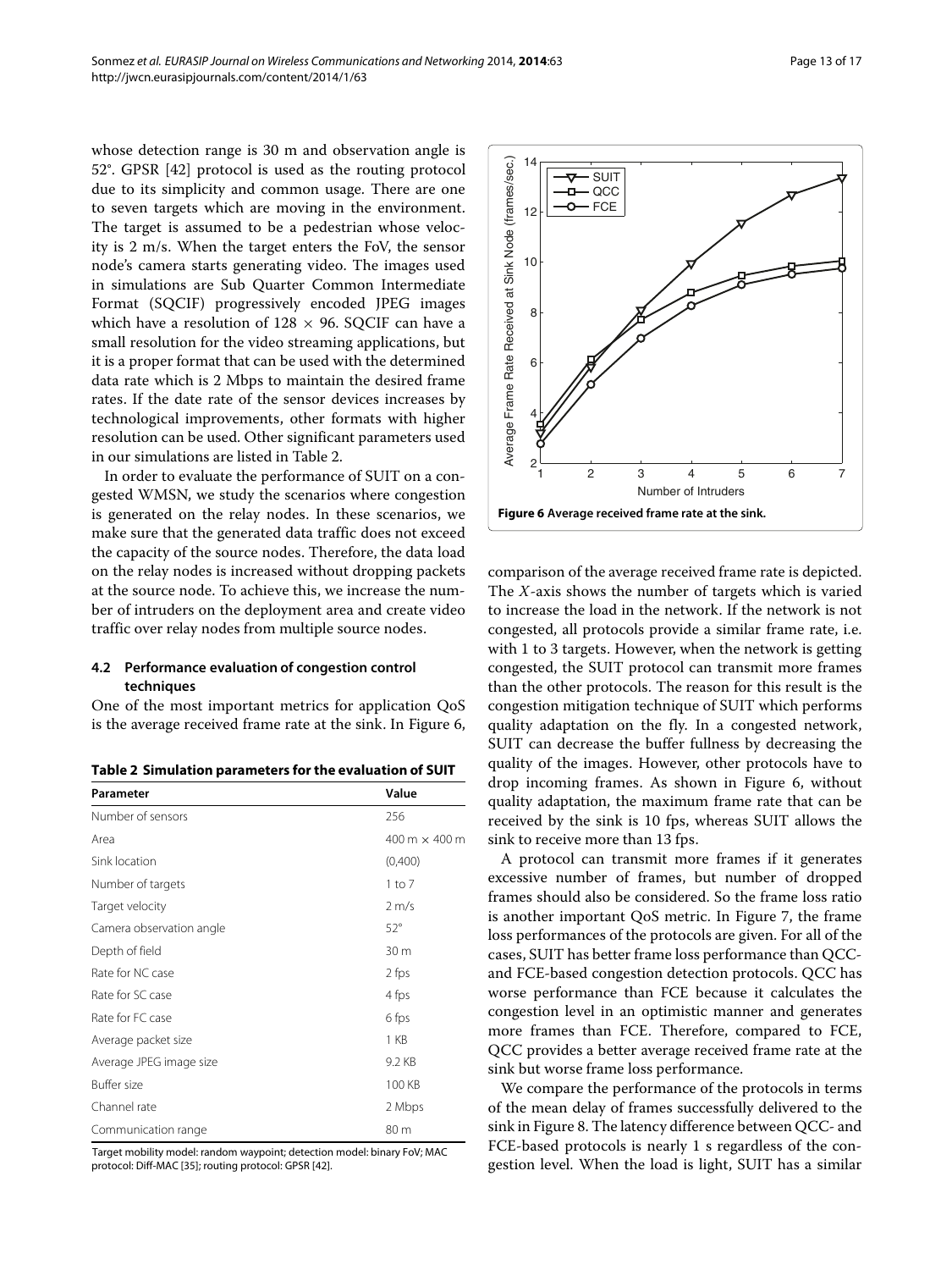whose detection range is 30 m and observation angle is 52°. GPSR [42] protocol is used as the routing protocol due to its simplicity and common usage. There are one to seven targets which are moving in the environment. The target is assumed to be a pedestrian whose velocity is 2 m/s. When the target enters the FoV, the sensor node's camera starts generating video. The images used in simulations are Sub Quarter Common Intermediate Format (SQCIF) progressively encoded JPEG images which have a resolution of $128 \times 96$. SQCIF can have a small resolution for the video streaming applications, but it is a proper format that can be used with the determined data rate which is 2 Mbps to maintain the desired frame rates. If the date rate of the sensor devices increases by technological improvements, other formats with higher resolution can be used. Other significant parameters used in our simulations are listed in Table 2.

In order to evaluate the performance of SUIT on a congested WMSN, we study the scenarios where congestion is generated on the relay nodes. In these scenarios, we make sure that the generated data traffic does not exceed the capacity of the source nodes. Therefore, the data load on the relay nodes is increased without dropping packets at the source node. To achieve this, we increase the number of intruders on the deployment area and create video traffic over relay nodes from multiple source nodes.

### 4.2 Performance evaluation of congestion control techniques

One of the most important metrics for application QoS is the average received frame rate at the sink. In Figure 6, comparison of the average received frame rate is depicted. The $X$-axis shows the number of targets which is varied to increase the load in the network. If the network is not congested, all protocols provide a similar frame rate, i.e. with 1 to 3 targets. However, when the network is getting congested, the SUIT protocol can transmit more frames than the other protocols. The reason for this result is the congestion mitigation technique of SUIT which performs quality adaptation on the fly. In a congested network, SUIT can decrease the buffer fullness by decreasing the quality of the images. However, other protocols have to drop incoming frames. As shown in Figure 6, without quality adaptation, the maximum frame rate that can be received by the sink is 10 fps, whereas SUIT allows the sink to receive more than 13 fps.

**Table 2 Simulation parameters for the evaluation of SUIT**

| Parameter | Value |
|---|---|
| Number of sensors | 256 |
| Area | 400 m $\times$ 400 m |
| Sink location | (0,400) |
| Number of targets | 1 to 7 |
| Target velocity | 2 m/s |
| Camera observation angle | 52° |
| Depth of field | 30 m |
| Rate for NC case | 2 fps |
| Rate for SC case | 4 fps |
| Rate for FC case | 6 fps |
| Average packet size | 1 KB |
| Average JPEG image size | 9.2 KB |
| Buffer size | 100 KB |
| Channel rate | 2 Mbps |
| Communication range | 80 m |

Target mobility model: random waypoint; detection model: binary FoV; MAC protocol: Diff-MAC [35]; routing protocol: GPSR [42].

**Figure 6 Average received frame rate at the sink.**

A protocol can transmit more frames if it generates excessive number of frames, but number of dropped frames should also be considered. So the frame loss ratio is another important QoS metric. In Figure 7, the frame loss performances of the protocols are given. For all of the cases, SUIT has better frame loss performance than QCC- and FCE-based congestion detection protocols. QCC has worse performance than FCE because it calculates the congestion level in an optimistic manner and generates more frames than FCE. Therefore, compared to FCE, QCC provides a better average received frame rate at the sink but worse frame loss performance.

We compare the performance of the protocols in terms of the mean delay of frames successfully delivered to the sink in Figure 8. The latency difference between QCC- and FCE-based protocols is nearly 1 s regardless of the congestion level. When the load is light, SUIT has a similar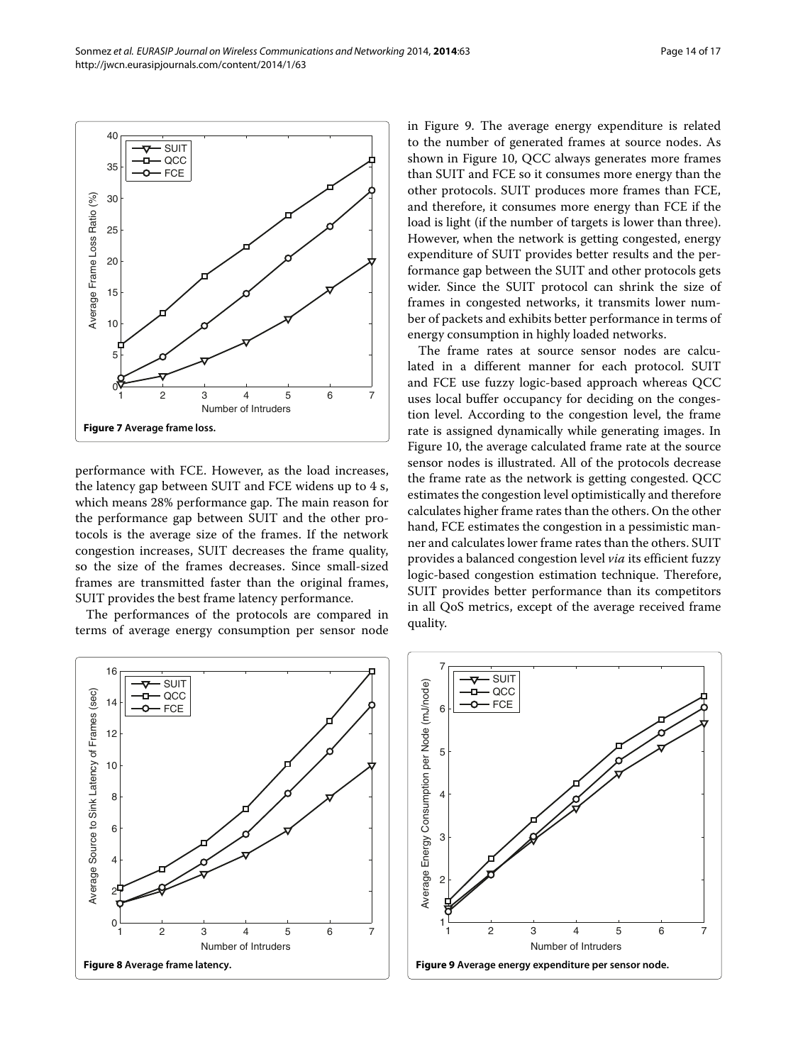Average Frame Loss Ratio (%)

40
35
30
25
20
15
10
5
0

1 2 3 4 5 6 7

Number of Intruders

SUIT
QCC
FCE

**Figure 7 Average frame loss.**

performance with FCE. However, as the load increases, the latency gap between SUIT and FCE widens up to 4 s, which means 28% performance gap. The main reason for the performance gap between SUIT and the other protocols is the average size of the frames. If the network congestion increases, SUIT decreases the frame quality, so the size of the frames decreases. Since small-sized frames are transmitted faster than the original frames, SUIT provides the best frame latency performance.

The performances of the protocols are compared in terms of average energy consumption per sensor node in Figure 9. The average energy expenditure is related to the number of generated frames at source nodes. As shown in Figure 10, QCC always generates more frames than SUIT and FCE so it consumes more energy than the other protocols. SUIT produces more frames than FCE, and therefore, it consumes more energy than FCE if the load is light (if the number of targets is lower than three). However, when the network is getting congested, energy expenditure of SUIT provides better results and the performance gap between the SUIT and other protocols gets wider. Since the SUIT protocol can shrink the size of frames in congested networks, it transmits lower number of packets and exhibits better performance in terms of energy consumption in highly loaded networks.

The frame rates at source sensor nodes are calculated in a different manner for each protocol. SUIT and FCE use fuzzy logic-based approach whereas QCC uses local buffer occupancy for deciding on the congestion level. According to the congestion level, the frame rate is assigned dynamically while generating images. In Figure 10, the average calculated frame rate at the source sensor nodes is illustrated. All of the protocols decrease the frame rate as the network is getting congested. QCC estimates the congestion level optimistically and therefore calculates higher frame rates than the others. On the other hand, FCE estimates the congestion in a pessimistic manner and calculates lower frame rates than the others. SUIT provides a balanced congestion level *via* its efficient fuzzy logic-based congestion estimation technique. Therefore, SUIT provides better performance than its competitors in all QoS metrics, except of the average received frame quality.

Average Source to Sink Latency of Frames (sec)

16
14
12
10
8
6
4
2
0

1 2 3 4 5 6 7

Number of Intruders

SUIT
QCC
FCE

**Figure 8 Average frame latency.**

Average Energy Consumption per Node (mJ/node)

7
6
5
4
3
2
1

1 2 3 4 5 6 7

Number of Intruders

SUIT
QCC
FCE

**Figure 9 Average energy expenditure per sensor node.**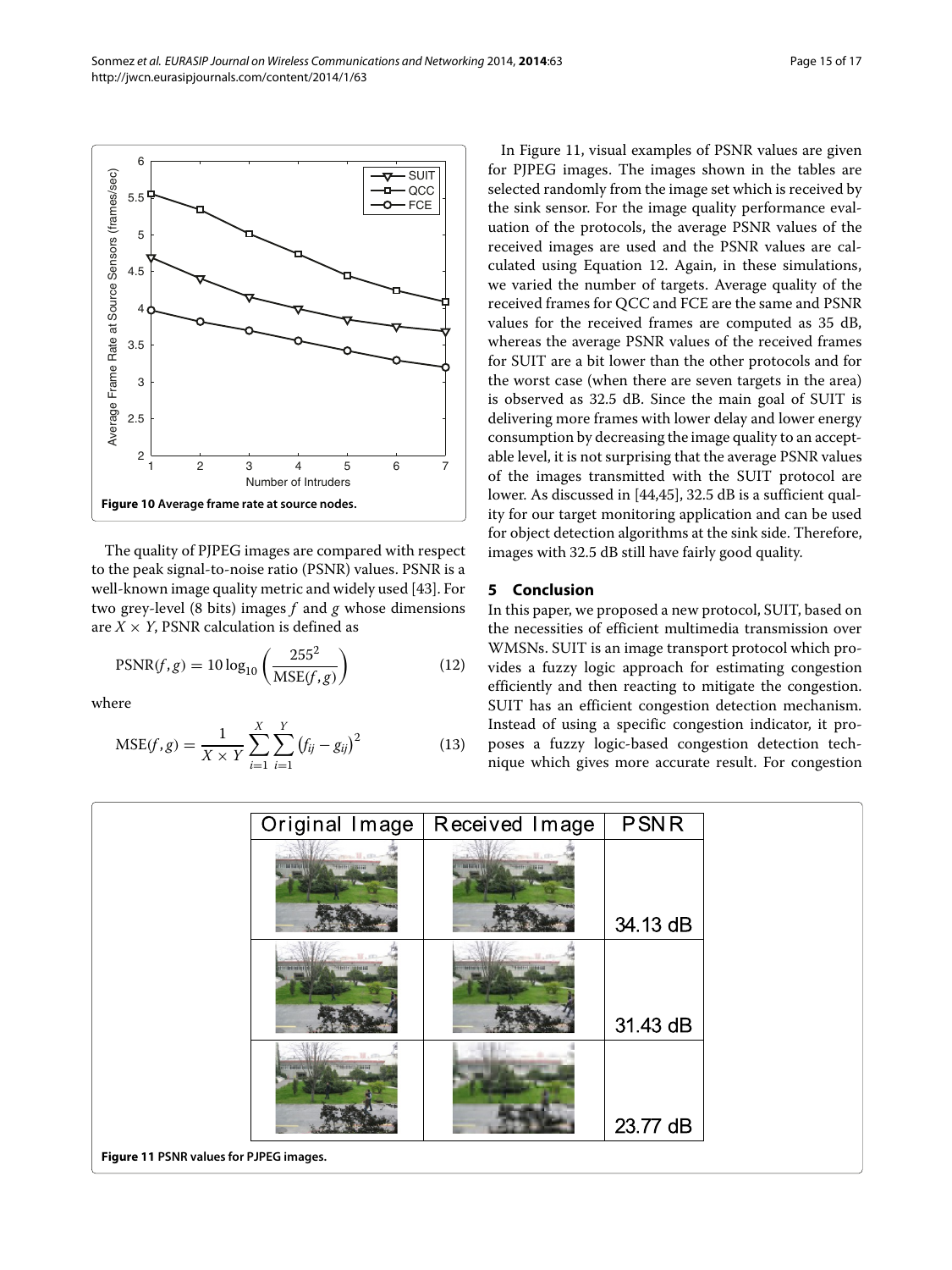Figure 10 Average frame rate at source nodes.

The quality of PJPEG images are compared with respect to the peak signal-to-noise ratio (PSNR) values. PSNR is a well-known image quality metric and widely used [43]. For two grey-level (8 bits) images $f$ and $g$ whose dimensions are $X \times Y$, PSNR calculation is defined as

$$\mathrm{PSNR}(f,g) = 10\log_{10}\left(\frac{255^2}{\mathrm{MSE}(f,g)}\right) \tag{12}$$

where

$$\mathrm{MSE}(f,g) = \frac{1}{X \times Y}\sum_{i=1}^{X}\sum_{i=1}^{Y}\left(f_{ij} - g_{ij}\right)^2 \tag{13}$$

In Figure 11, visual examples of PSNR values are given for PJPEG images. The images shown in the tables are selected randomly from the image set which is received by the sink sensor. For the image quality performance evaluation of the protocols, the average PSNR values of the received images are used and the PSNR values are calculated using Equation 12. Again, in these simulations, we varied the number of targets. Average quality of the received frames for QCC and FCE are the same and PSNR values for the received frames are computed as 35 dB, whereas the average PSNR values of the received frames for SUIT are a bit lower than the other protocols and for the worst case (when there are seven targets in the area) is observed as 32.5 dB. Since the main goal of SUIT is delivering more frames with lower delay and lower energy consumption by decreasing the image quality to an acceptable level, it is not surprising that the average PSNR values of the images transmitted with the SUIT protocol are lower. As discussed in [44,45], 32.5 dB is a sufficient quality for our target monitoring application and can be used for object detection algorithms at the sink side. Therefore, images with 32.5 dB still have fairly good quality.

## 5 Conclusion

In this paper, we proposed a new protocol, SUIT, based on the necessities of efficient multimedia transmission over WMSNs. SUIT is an image transport protocol which provides a fuzzy logic approach for estimating congestion efficiently and then reacting to mitigate the congestion. SUIT has an efficient congestion detection mechanism. Instead of using a specific congestion indicator, it proposes a fuzzy logic-based congestion detection technique which gives more accurate result. For congestion

| Original Image | Received Image | PSNR |
|---|---|---|
| | | 34.13 dB |
| | | 31.43 dB |
| | | 23.77 dB |

Figure 11 PSNR values for PJPEG images.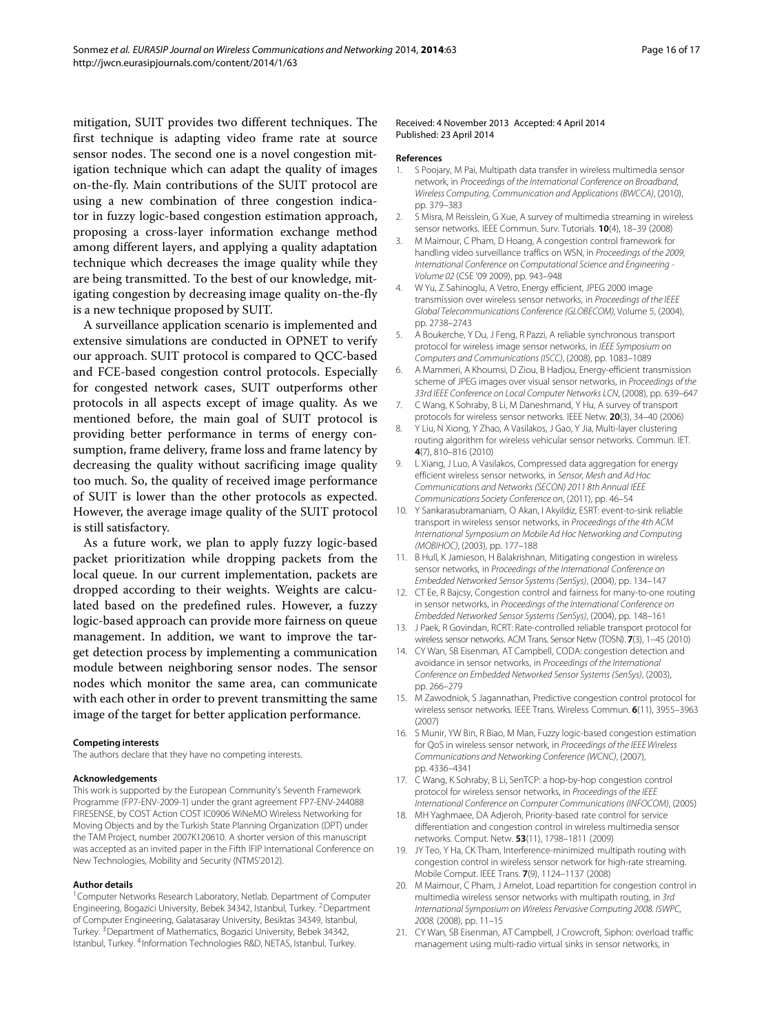mitigation, SUIT provides two different techniques. The first technique is adapting video frame rate at source sensor nodes. The second one is a novel congestion mitigation technique which can adapt the quality of images on-the-fly. Main contributions of the SUIT protocol are using a new combination of three congestion indicator in fuzzy logic-based congestion estimation approach, proposing a cross-layer information exchange method among different layers, and applying a quality adaptation technique which decreases the image quality while they are being transmitted. To the best of our knowledge, mitigating congestion by decreasing image quality on-the-fly is a new technique proposed by SUIT.

A surveillance application scenario is implemented and extensive simulations are conducted in OPNET to verify our approach. SUIT protocol is compared to QCC-based and FCE-based congestion control protocols. Especially for congested network cases, SUIT outperforms other protocols in all aspects except of image quality. As we mentioned before, the main goal of SUIT protocol is providing better performance in terms of energy consumption, frame delivery, frame loss and frame latency by decreasing the quality without sacrificing image quality too much. So, the quality of received image performance of SUIT is lower than the other protocols as expected. However, the average image quality of the SUIT protocol is still satisfactory.

As a future work, we plan to apply fuzzy logic-based packet prioritization while dropping packets from the local queue. In our current implementation, packets are dropped according to their weights. Weights are calculated based on the predefined rules. However, a fuzzy logic-based approach can provide more fairness on queue management. In addition, we want to improve the target detection process by implementing a communication module between neighboring sensor nodes. The sensor nodes which monitor the same area, can communicate with each other in order to prevent transmitting the same image of the target for better application performance.

#### Competing interests

The authors declare that they have no competing interests.

#### Acknowledgements

This work is supported by the European Community's Seventh Framework Programme (FP7-ENV-2009-1) under the grant agreement FP7-ENV-244088 FIRESENSE, by COST Action COST IC0906 WiNeMO Wireless Networking for Moving Objects and by the Turkish State Planning Organization (DPT) under the TAM Project, number 2007K120610. A shorter version of this manuscript was accepted as an invited paper in the Fifth IFIP International Conference on New Technologies, Mobility and Security (NTMS'2012).

#### Author details

[1]Computer Networks Research Laboratory, Netlab. Department of Computer Engineering, Bogazici University, Bebek 34342, Istanbul, Turkey. [2]Department of Computer Engineering, Galatasaray University, Besiktas 34349, Istanbul, Turkey. [3]Department of Mathematics, Bogazici University, Bebek 34342, Istanbul, Turkey. [4]Information Technologies R&D, NETAS, Istanbul, Turkey.

Received: 4 November 2013 Accepted: 4 April 2014
Published: 23 April 2014

#### References

1. S Poojary, M Pai, Multipath data transfer in wireless multimedia sensor network, in *Proceedings of the International Conference on Broadband, Wireless Computing, Communication and Applications (BWCCA)*, (2010), pp. 379–383
2. S Misra, M Reisslein, G Xue, A survey of multimedia streaming in wireless sensor networks. IEEE Commun. Surv. Tutorials. **10**(4), 18–39 (2008)
3. M Maimour, C Pham, D Hoang, A congestion control framework for handling video surveillance traffics on WSN, in *Proceedings of the 2009, International Conference on Computational Science and Engineering - Volume 02* (CSE '09 2009), pp. 943–948
4. W Yu, Z Sahinoglu, A Vetro, Energy efficient, JPEG 2000 image transmission over wireless sensor networks, in *Proceedings of the IEEE Global Telecommunications Conference (GLOBECOM)*, Volume 5, (2004), pp. 2738–2743
5. A Boukerche, Y Du, J Feng, R Pazzi, A reliable synchronous transport protocol for wireless image sensor networks, in *IEEE Symposium on Computers and Communications (ISCC)*, (2008), pp. 1083–1089
6. A Mammeri, A Khoumsi, D Ziou, B Hadjou, Energy-efficient transmission scheme of JPEG images over visual sensor networks, in *Proceedings of the 33rd IEEE Conference on Local Computer Networks LCN*, (2008), pp. 639–647
7. C Wang, K Sohraby, B Li, M Daneshmand, Y Hu, A survey of transport protocols for wireless sensor networks. IEEE Netw. **20**(3), 34–40 (2006)
8. Y Liu, N Xiong, Y Zhao, A Vasilakos, J Gao, Y Jia, Multi-layer clustering routing algorithm for wireless vehicular sensor networks. Commun. IET. **4**(7), 810–816 (2010)
9. L Xiang, J Luo, A Vasilakos, Compressed data aggregation for energy efficient wireless sensor networks, in *Sensor, Mesh and Ad Hoc Communications and Networks (SECON) 2011 8th Annual IEEE Communications Society Conference on*, (2011), pp. 46–54
10. Y Sankarasubramaniam, O Akan, I Akyildiz, ESRT: event-to-sink reliable transport in wireless sensor networks, in *Proceedings of the 4th ACM International Symposium on Mobile Ad Hoc Networking and Computing (MOBIHOC)*, (2003), pp. 177–188
11. B Hull, K Jamieson, H Balakrishnan, Mitigating congestion in wireless sensor networks, in *Proceedings of the International Conference on Embedded Networked Sensor Systems (SenSys)*, (2004), pp. 134–147
12. CT Ee, R Bajcsy, Congestion control and fairness for many-to-one routing in sensor networks, in *Proceedings of the International Conference on Embedded Networked Sensor Systems (SenSys)*, (2004), pp. 148–161
13. J Paek, R Govindan, RCRT: Rate-controlled reliable transport protocol for wireless sensor networks. ACM Trans. Sensor Netw (TOSN). **7**(3), 1–45 (2010)
14. CY Wan, SB Eisenman, AT Campbell, CODA: congestion detection and avoidance in sensor networks, in *Proceedings of the International Conference on Embedded Networked Sensor Systems (SenSys)*, (2003), pp. 266–279
15. M Zawodniok, S Jagannathan, Predictive congestion control protocol for wireless sensor networks. IEEE Trans. Wireless Commun. **6**(11), 3955–3963 (2007)
16. S Munir, YW Bin, R Biao, M Man, Fuzzy logic-based congestion estimation for QoS in wireless sensor network, in *Proceedings of the IEEE Wireless Communications and Networking Conference (WCNC)*, (2007), pp. 4336–4341
17. C Wang, K Sohraby, B Li, SenTCP: a hop-by-hop congestion control protocol for wireless sensor networks, in *Proceedings of the IEEE International Conference on Computer Communications (INFOCOM)*, (2005)
18. MH Yaghmaee, DA Adjeroh, Priority-based rate control for service differentiation and congestion control in wireless multimedia sensor networks. Comput. Netw. **53**(11), 1798–1811 (2009)
19. JY Teo, Y Ha, CK Tham, Interference-minimized multipath routing with congestion control in wireless sensor network for high-rate streaming. Mobile Comput. IEEE Trans. **7**(9), 1124–1137 (2008)
20. M Maimour, C Pham, J Amelot, Load repartition for congestion control in multimedia wireless sensor networks with multipath routing, in *3rd International Symposium on Wireless Pervasive Computing 2008. ISWPC, 2008*. (2008), pp. 11–15
21. CY Wan, SB Eisenman, AT Campbell, J Crowcroft, Siphon: overload traffic management using multi-radio virtual sinks in sensor networks, in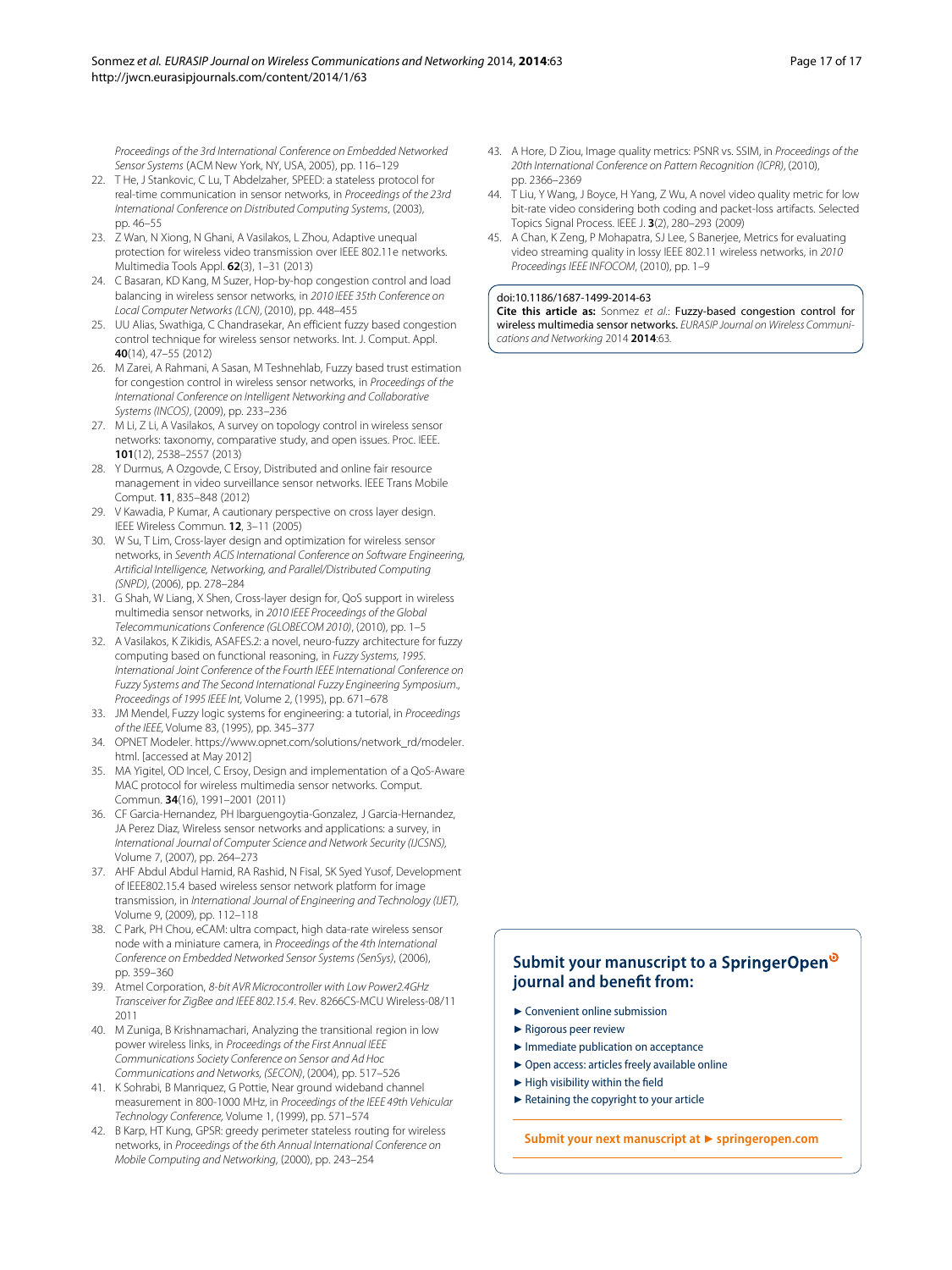Proceedings of the 3rd International Conference on Embedded Networked Sensor Systems (ACM New York, NY, USA, 2005), pp. 116–129

22. T He, J Stankovic, C Lu, T Abdelzaher, SPEED: a stateless protocol for real-time communication in sensor networks, in *Proceedings of the 23rd International Conference on Distributed Computing Systems*, (2003), pp. 46–55
23. Z Wan, N Xiong, N Ghani, A Vasilakos, L Zhou, Adaptive unequal protection for wireless video transmission over IEEE 802.11e networks. Multimedia Tools Appl. **62**(3), 1–31 (2013)
24. C Basaran, KD Kang, M Suzer, Hop-by-hop congestion control and load balancing in wireless sensor networks, in *2010 IEEE 35th Conference on Local Computer Networks (LCN)*, (2010), pp. 448–455
25. UU Alias, Swathiga, C Chandrasekar, An efficient fuzzy based congestion control technique for wireless sensor networks. Int. J. Comput. Appl. **40**(14), 47–55 (2012)
26. M Zarei, A Rahmani, A Sasan, M Teshnehlab, Fuzzy based trust estimation for congestion control in wireless sensor networks, in *Proceedings of the International Conference on Intelligent Networking and Collaborative Systems (INCOS)*, (2009), pp. 233–236
27. M Li, Z Li, A Vasilakos, A survey on topology control in wireless sensor networks: taxonomy, comparative study, and open issues. Proc. IEEE. **101**(12), 2538–2557 (2013)
28. Y Durmus, A Ozgovde, C Ersoy, Distributed and online fair resource management in video surveillance sensor networks. IEEE Trans Mobile Comput. **11**, 835–848 (2012)
29. V Kawadia, P Kumar, A cautionary perspective on cross layer design. IEEE Wireless Commun. **12**, 3–11 (2005)
30. W Su, T Lim, Cross-layer design and optimization for wireless sensor networks, in *Seventh ACIS International Conference on Software Engineering, Artificial Intelligence, Networking, and Parallel/Distributed Computing (SNPD)*, (2006), pp. 278–284
31. G Shah, W Liang, X Shen, Cross-layer design for, QoS support in wireless multimedia sensor networks, in *2010 IEEE Proceedings of the Global Telecommunications Conference (GLOBECOM 2010)*, (2010), pp. 1–5
32. A Vasilakos, K Zikidis, ASAFES.2: a novel, neuro-fuzzy architecture for fuzzy computing based on functional reasoning, in *Fuzzy Systems, 1995. International Joint Conference of the Fourth IEEE International Conference on Fuzzy Systems and The Second International Fuzzy Engineering Symposium., Proceedings of 1995 IEEE Int*, Volume 2, (1995), pp. 671–678
33. JM Mendel, Fuzzy logic systems for engineering: a tutorial, in *Proceedings of the IEEE*, Volume 83, (1995), pp. 345–377
34. OPNET Modeler. https://www.opnet.com/solutions/network_rd/modeler.html. [accessed at May 2012]
35. MA Yigitel, OD Incel, C Ersoy, Design and implementation of a QoS-Aware MAC protocol for wireless multimedia sensor networks. Comput. Commun. **34**(16), 1991–2001 (2011)
36. CF Garcia-Hernandez, PH Ibarguengoytia-Gonzalez, J Garcia-Hernandez, JA Perez Diaz, Wireless sensor networks and applications: a survey, in *International Journal of Computer Science and Network Security (IJCSNS)*, Volume 7, (2007), pp. 264–273
37. AHF Abdul Abdul Hamid, RA Rashid, N Fisal, SK Syed Yusof, Development of IEEE802.15.4 based wireless sensor network platform for image transmission, in *International Journal of Engineering and Technology (IJET)*, Volume 9, (2009), pp. 112–118
38. C Park, PH Chou, eCAM: ultra compact, high data-rate wireless sensor node with a miniature camera, in *Proceedings of the 4th International Conference on Embedded Networked Sensor Systems (SenSys)*, (2006), pp. 359–360
39. Atmel Corporation, *8-bit AVR Microcontroller with Low Power2.4GHz Transceiver for ZigBee and IEEE 802.15.4*. Rev. 8266CS-MCU Wireless-08/11 2011
40. M Zuniga, B Krishnamachari, Analyzing the transitional region in low power wireless links, in *Proceedings of the First Annual IEEE Communications Society Conference on Sensor and Ad Hoc Communications and Networks, (SECON)*, (2004), pp. 517–526
41. K Sohrabi, B Manriquez, G Pottie, Near ground wideband channel measurement in 800-1000 MHz, in *Proceedings of the IEEE 49th Vehicular Technology Conference*, Volume 1, (1999), pp. 571–574
42. B Karp, HT Kung, GPSR: greedy perimeter stateless routing for wireless networks, in *Proceedings of the 6th Annual International Conference on Mobile Computing and Networking*, (2000), pp. 243–254
43. A Hore, D Ziou, Image quality metrics: PSNR vs. SSIM, in *Proceedings of the 20th International Conference on Pattern Recognition (ICPR)*, (2010), pp. 2366–2369
44. T Liu, Y Wang, J Boyce, H Yang, Z Wu, A novel video quality metric for low bit-rate video considering both coding and packet-loss artifacts. Selected Topics Signal Process. IEEE J. **3**(2), 280–293 (2009)
45. A Chan, K Zeng, P Mohapatra, SJ Lee, S Banerjee, Metrics for evaluating video streaming quality in lossy IEEE 802.11 wireless networks, in *2010 Proceedings IEEE INFOCOM*, (2010), pp. 1–9

doi:10.1186/1687-1499-2014-63
**Cite this article as:** Sonmez *et al.*: Fuzzy-based congestion control for wireless multimedia sensor networks. *EURASIP Journal on Wireless Communications and Networking* 2014 **2014**:63.

**Submit your manuscript to a SpringerOpen journal and benefit from:**

- ► Convenient online submission
- ► Rigorous peer review
- ► Immediate publication on acceptance
- ► Open access: articles freely available online
- ► High visibility within the field
- ► Retaining the copyright to your article

**Submit your next manuscript at ► springeropen.com**